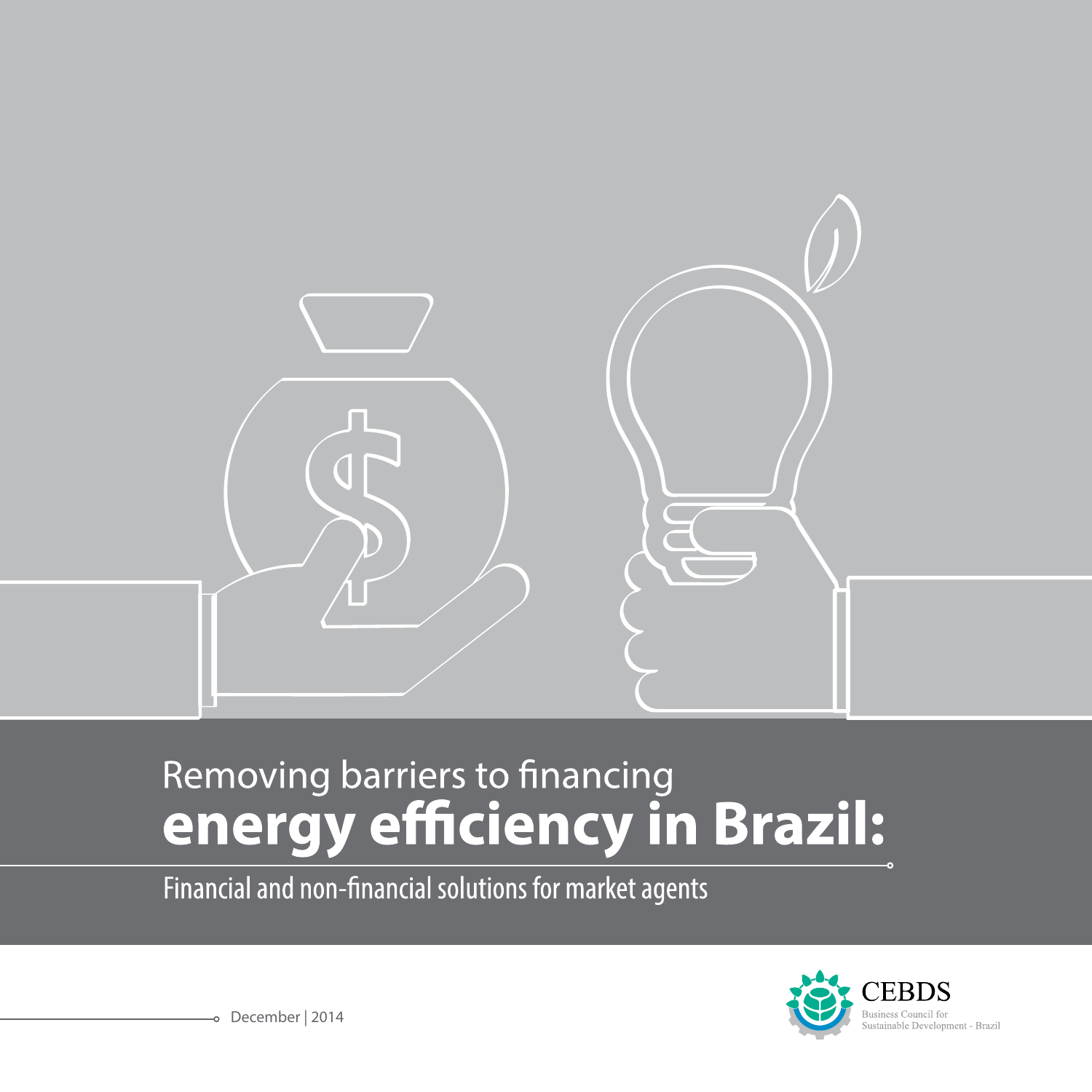# Removing barriers to financing **energy efficiency in Brazil:**

## Financial and non-financial solutions for market agents

December | 2014

CEBDS
Business Council for Sustainable Development - Brazil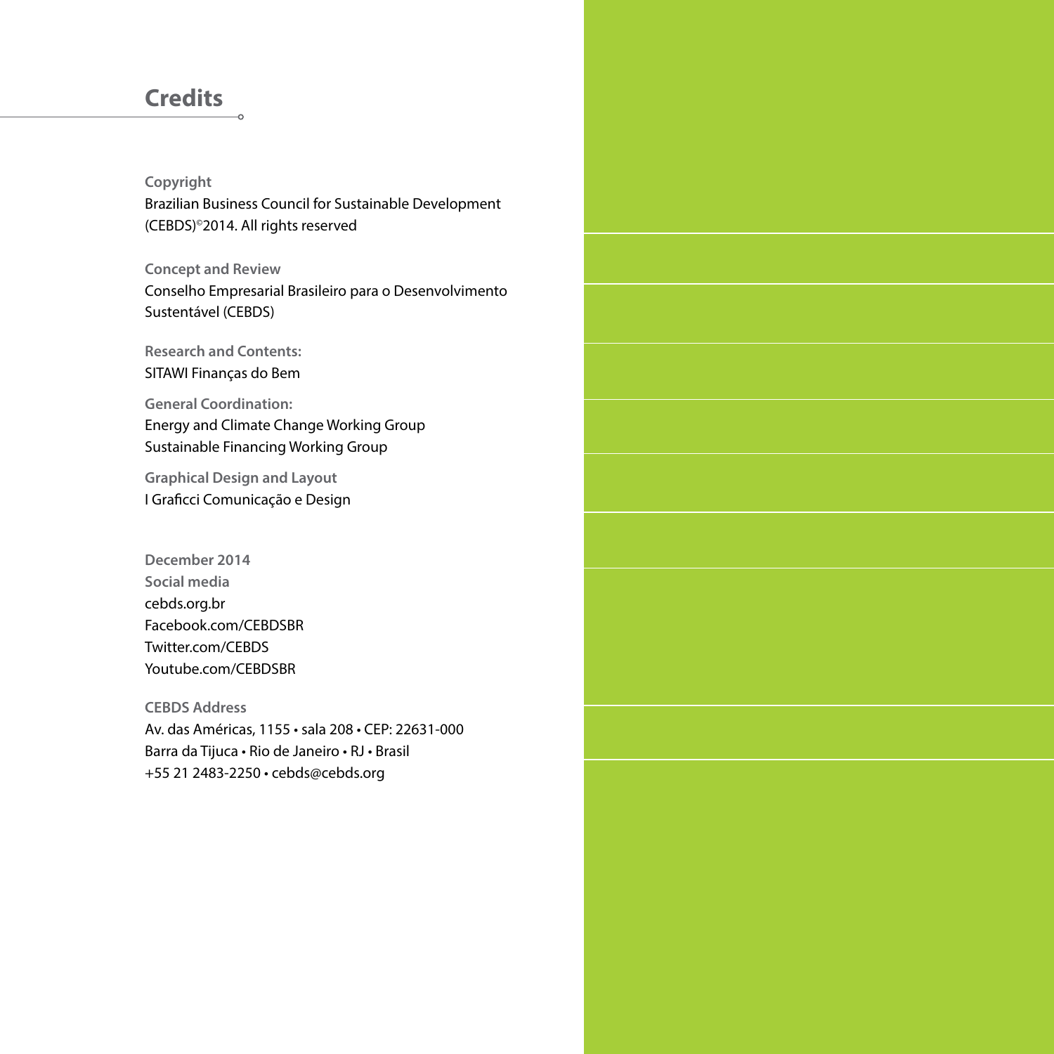# Credits

**Copyright**
Brazilian Business Council for Sustainable Development (CEBDS)©2014. All rights reserved

**Concept and Review**
Conselho Empresarial Brasileiro para o Desenvolvimento Sustentável (CEBDS)

**Research and Contents:**
SITAWI Finanças do Bem

**General Coordination:**
Energy and Climate Change Working Group
Sustainable Financing Working Group

**Graphical Design and Layout**
I Graficci Comunicação e Design

**December 2014**
**Social media**
cebds.org.br
Facebook.com/CEBDSBR
Twitter.com/CEBDS
Youtube.com/CEBDSBR

**CEBDS Address**
Av. das Américas, 1155 • sala 208 • CEP: 22631-000
Barra da Tijuca • Rio de Janeiro • RJ • Brasil
+55 21 2483-2250 • cebds@cebds.org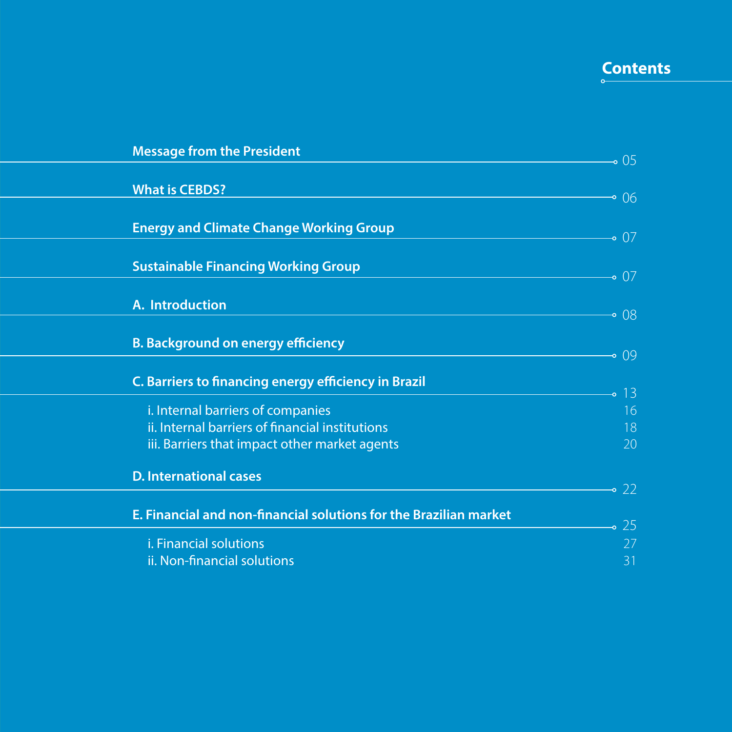# Contents

| | |
|---|---|
| **Message from the President** | 05 |
| **What is CEBDS?** | 06 |
| **Energy and Climate Change Working Group** | 07 |
| **Sustainable Financing Working Group** | 07 |
| **A. Introduction** | 08 |
| **B. Background on energy efficiency** | 09 |
| **C. Barriers to financing energy efficiency in Brazil** | 13 |
| i. Internal barriers of companies | 16 |
| ii. Internal barriers of financial institutions | 18 |
| iii. Barriers that impact other market agents | 20 |
| **D. International cases** | 22 |
| **E. Financial and non-financial solutions for the Brazilian market** | 25 |
| i. Financial solutions | 27 |
| ii. Non-financial solutions | 31 |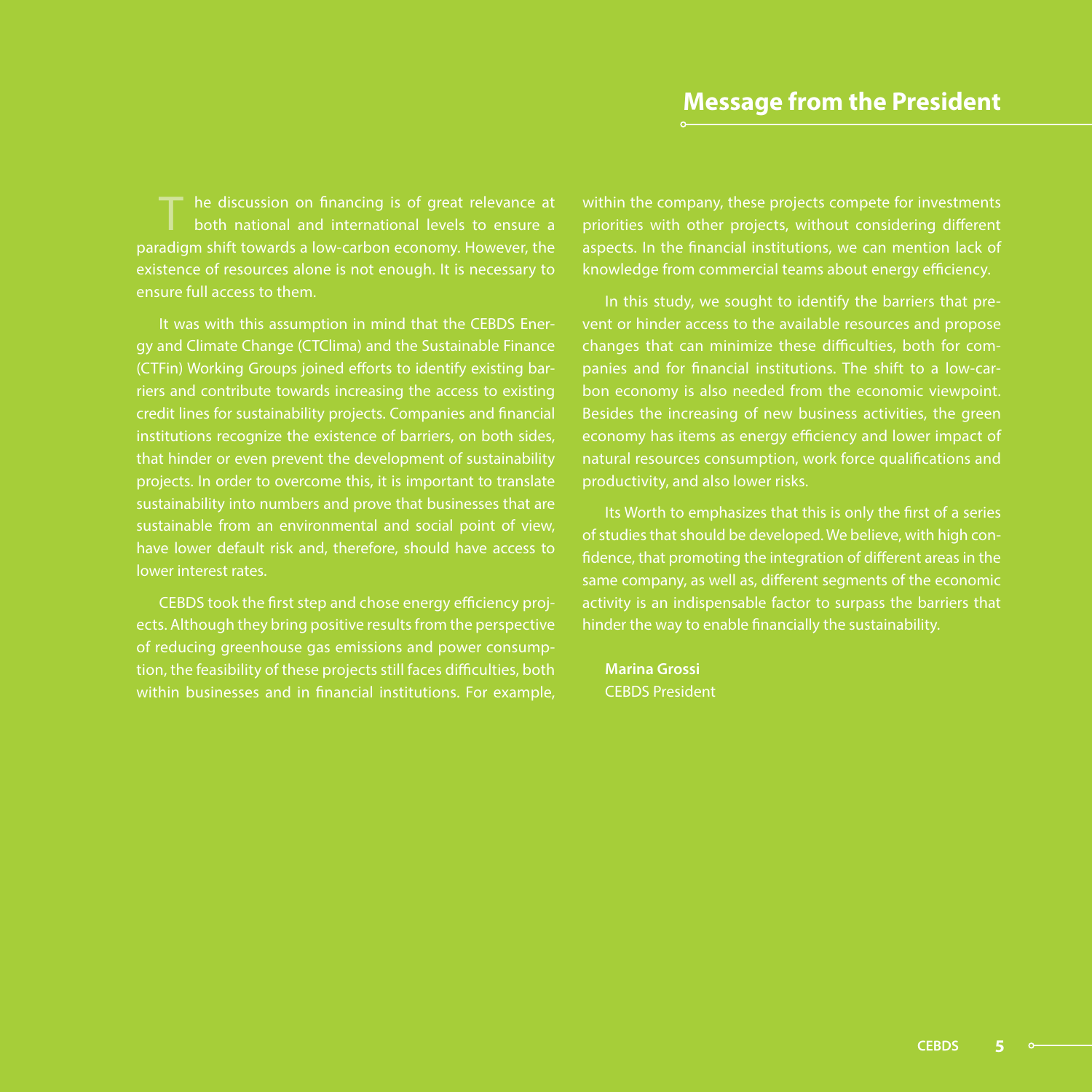# Message from the President

The discussion on financing is of great relevance at both national and international levels to ensure a paradigm shift towards a low-carbon economy. However, the existence of resources alone is not enough. It is necessary to ensure full access to them.

It was with this assumption in mind that the CEBDS Energy and Climate Change (CTClima) and the Sustainable Finance (CTFin) Working Groups joined efforts to identify existing barriers and contribute towards increasing the access to existing credit lines for sustainability projects. Companies and financial institutions recognize the existence of barriers, on both sides, that hinder or even prevent the development of sustainability projects. In order to overcome this, it is important to translate sustainability into numbers and prove that businesses that are sustainable from an environmental and social point of view, have lower default risk and, therefore, should have access to lower interest rates.

CEBDS took the first step and chose energy efficiency projects. Although they bring positive results from the perspective of reducing greenhouse gas emissions and power consumption, the feasibility of these projects still faces difficulties, both within businesses and in financial institutions. For example, within the company, these projects compete for investments priorities with other projects, without considering different aspects. In the financial institutions, we can mention lack of knowledge from commercial teams about energy efficiency.

In this study, we sought to identify the barriers that prevent or hinder access to the available resources and propose changes that can minimize these difficulties, both for companies and for financial institutions. The shift to a low-carbon economy is also needed from the economic viewpoint. Besides the increasing of new business activities, the green economy has items as energy efficiency and lower impact of natural resources consumption, work force qualifications and productivity, and also lower risks.

Its Worth to emphasizes that this is only the first of a series of studies that should be developed. We believe, with high confidence, that promoting the integration of different areas in the same company, as well as, different segments of the economic activity is an indispensable factor to surpass the barriers that hinder the way to enable financially the sustainability.

**Marina Grossi**
CEBDS President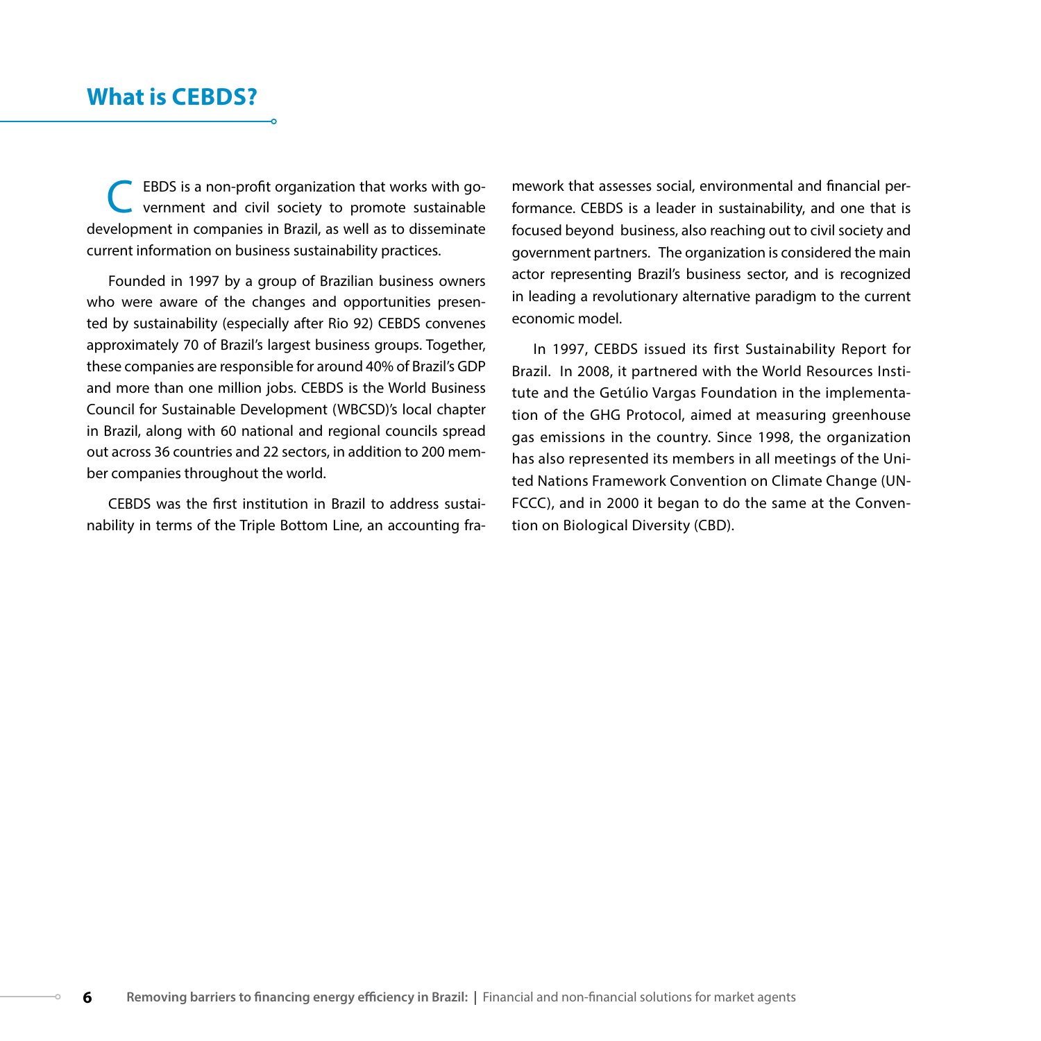# What is CEBDS?

CEBDS is a non-profit organization that works with government and civil society to promote sustainable development in companies in Brazil, as well as to disseminate current information on business sustainability practices.

Founded in 1997 by a group of Brazilian business owners who were aware of the changes and opportunities presented by sustainability (especially after Rio 92) CEBDS convenes approximately 70 of Brazil's largest business groups. Together, these companies are responsible for around 40% of Brazil's GDP and more than one million jobs. CEBDS is the World Business Council for Sustainable Development (WBCSD)'s local chapter in Brazil, along with 60 national and regional councils spread out across 36 countries and 22 sectors, in addition to 200 member companies throughout the world.

CEBDS was the first institution in Brazil to address sustainability in terms of the Triple Bottom Line, an accounting framework that assesses social, environmental and financial performance. CEBDS is a leader in sustainability, and one that is focused beyond business, also reaching out to civil society and government partners. The organization is considered the main actor representing Brazil's business sector, and is recognized in leading a revolutionary alternative paradigm to the current economic model.

In 1997, CEBDS issued its first Sustainability Report for Brazil. In 2008, it partnered with the World Resources Institute and the Getúlio Vargas Foundation in the implementation of the GHG Protocol, aimed at measuring greenhouse gas emissions in the country. Since 1998, the organization has also represented its members in all meetings of the United Nations Framework Convention on Climate Change (UNFCCC), and in 2000 it began to do the same at the Convention on Biological Diversity (CBD).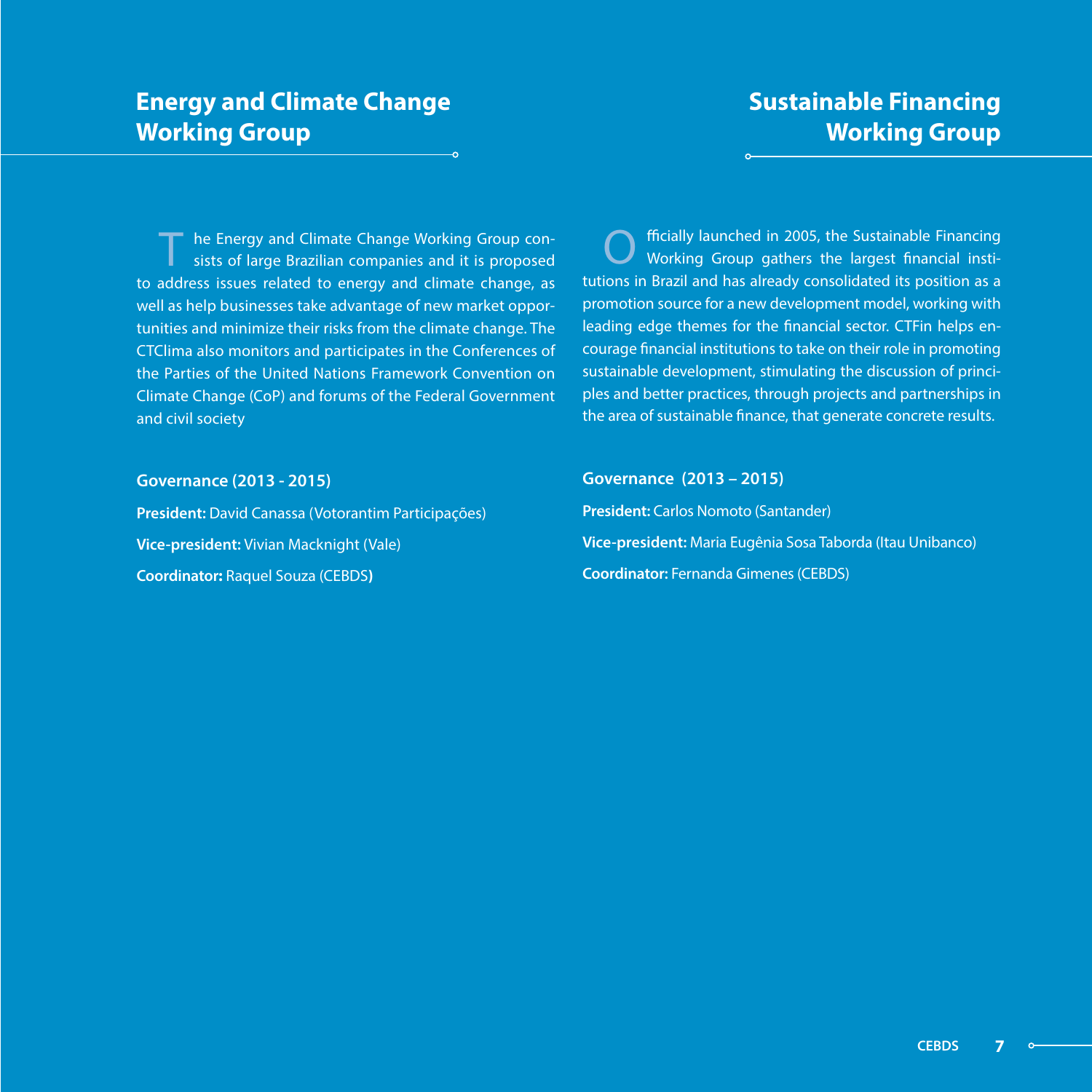## Energy and Climate Change Working Group

The Energy and Climate Change Working Group consists of large Brazilian companies and it is proposed to address issues related to energy and climate change, as well as help businesses take advantage of new market opportunities and minimize their risks from the climate change. The CTClima also monitors and participates in the Conferences of the Parties of the United Nations Framework Convention on Climate Change (CoP) and forums of the Federal Government and civil society

**Governance (2013 - 2015)**

**President:** David Canassa (Votorantim Participações)

**Vice-president:** Vivian Macknight (Vale)

**Coordinator:** Raquel Souza (CEBDS)

## Sustainable Financing Working Group

Officially launched in 2005, the Sustainable Financing Working Group gathers the largest financial institutions in Brazil and has already consolidated its position as a promotion source for a new development model, working with leading edge themes for the financial sector. CTFin helps encourage financial institutions to take on their role in promoting sustainable development, stimulating the discussion of principles and better practices, through projects and partnerships in the area of sustainable finance, that generate concrete results.

**Governance (2013 – 2015)**

**President:** Carlos Nomoto (Santander)

**Vice-president:** Maria Eugênia Sosa Taborda (Itau Unibanco)

**Coordinator:** Fernanda Gimenes (CEBDS)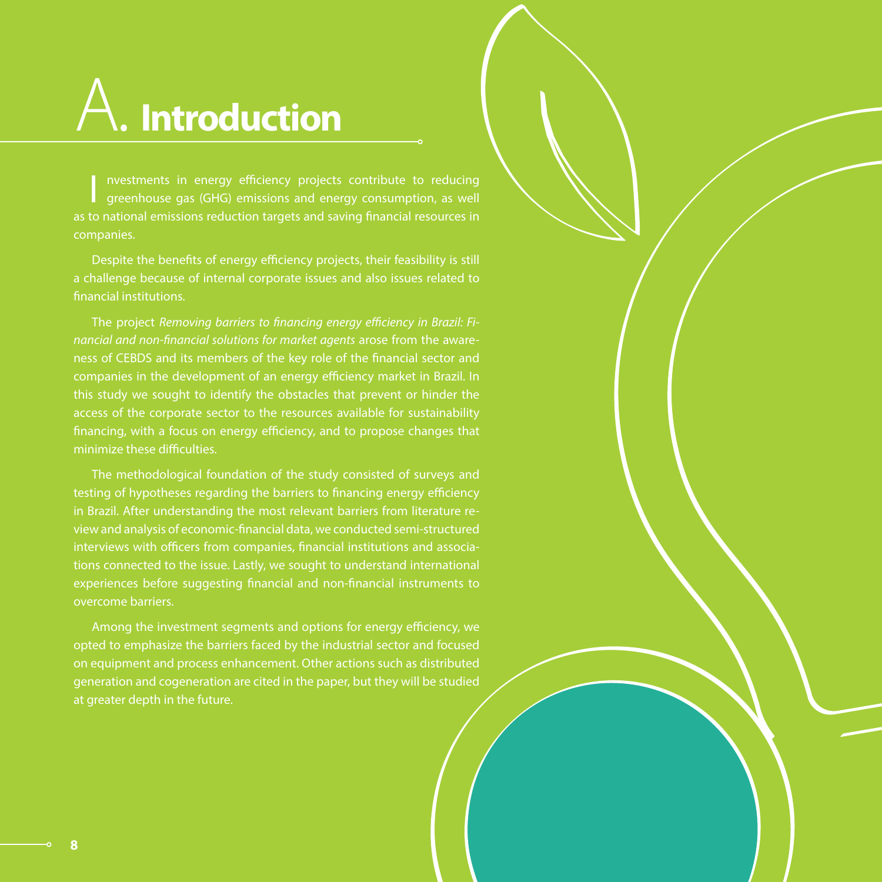# A. Introduction

Investments in energy efficiency projects contribute to reducing greenhouse gas (GHG) emissions and energy consumption, as well as to national emissions reduction targets and saving financial resources in companies.

Despite the benefits of energy efficiency projects, their feasibility is still a challenge because of internal corporate issues and also issues related to financial institutions.

The project *Removing barriers to financing energy efficiency in Brazil: Financial and non-financial solutions for market agents* arose from the awareness of CEBDS and its members of the key role of the financial sector and companies in the development of an energy efficiency market in Brazil. In this study we sought to identify the obstacles that prevent or hinder the access of the corporate sector to the resources available for sustainability financing, with a focus on energy efficiency, and to propose changes that minimize these difficulties.

The methodological foundation of the study consisted of surveys and testing of hypotheses regarding the barriers to financing energy efficiency in Brazil. After understanding the most relevant barriers from literature review and analysis of economic-financial data, we conducted semi-structured interviews with officers from companies, financial institutions and associations connected to the issue. Lastly, we sought to understand international experiences before suggesting financial and non-financial instruments to overcome barriers.

Among the investment segments and options for energy efficiency, we opted to emphasize the barriers faced by the industrial sector and focused on equipment and process enhancement. Other actions such as distributed generation and cogeneration are cited in the paper, but they will be studied at greater depth in the future.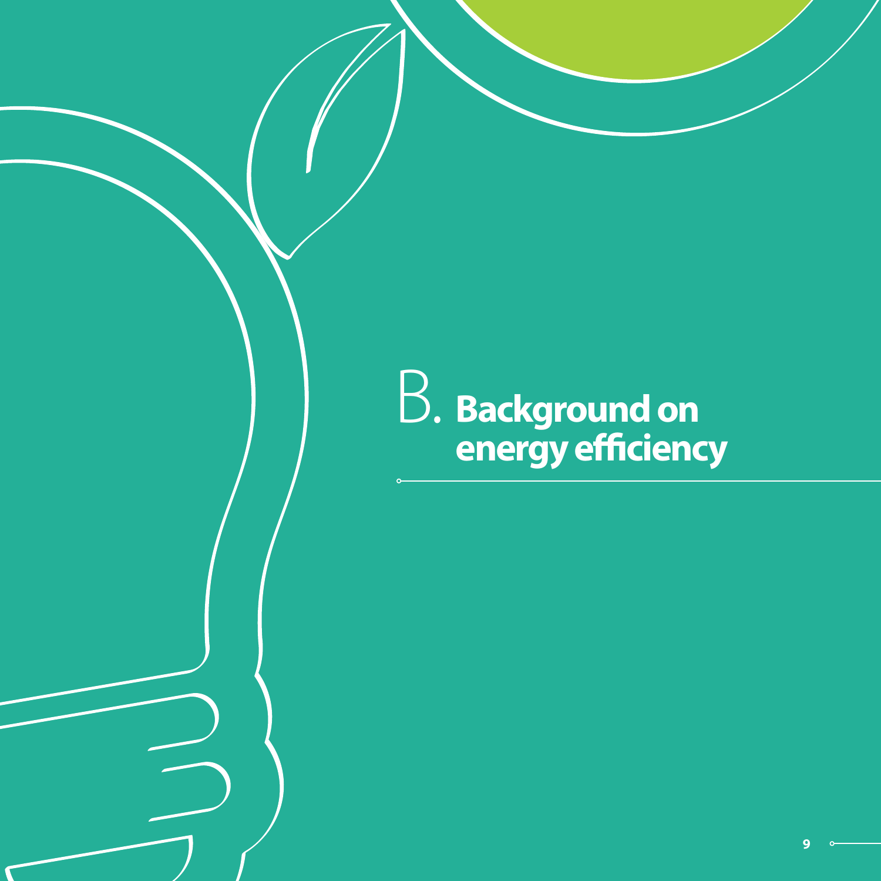# B. Background on energy efficiency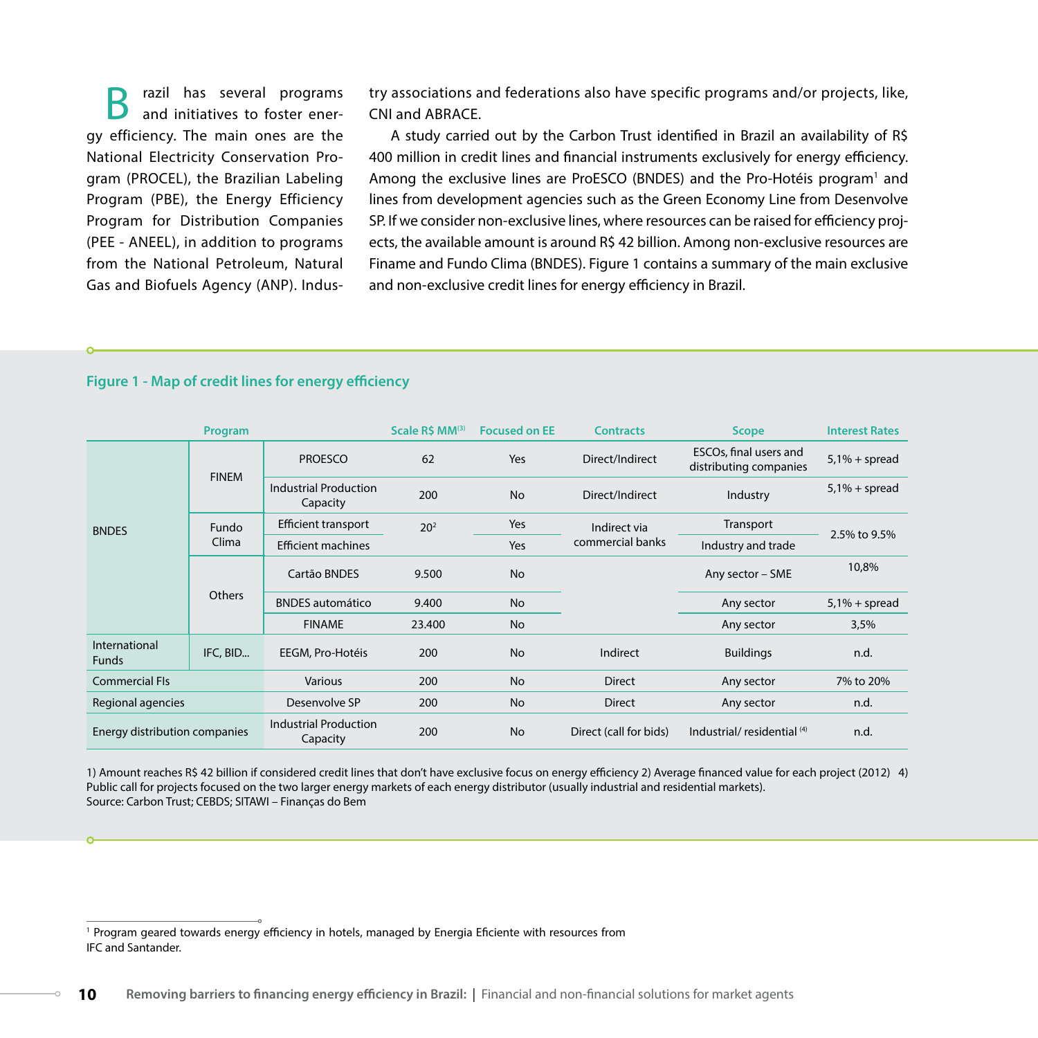Brazil has several programs and initiatives to foster energy efficiency. The main ones are the National Electricity Conservation Program (PROCEL), the Brazilian Labeling Program (PBE), the Energy Efficiency Program for Distribution Companies (PEE - ANEEL), in addition to programs from the National Petroleum, Natural Gas and Biofuels Agency (ANP). Industry associations and federations also have specific programs and/or projects, like, CNI and ABRACE.

A study carried out by the Carbon Trust identified in Brazil an availability of R$ 400 million in credit lines and financial instruments exclusively for energy efficiency. Among the exclusive lines are ProESCO (BNDES) and the Pro-Hotéis program[1] and lines from development agencies such as the Green Economy Line from Desenvolve SP. If we consider non-exclusive lines, where resources can be raised for efficiency projects, the available amount is around R$ 42 billion. Among non-exclusive resources are Finame and Fundo Clima (BNDES). Figure 1 contains a summary of the main exclusive and non-exclusive credit lines for energy efficiency in Brazil.

**Figure 1 - Map of credit lines for energy efficiency**

| Program | | | Scale R$ MM[3] | Focused on EE | Contracts | Scope | Interest Rates |
|---|---|---|---|---|---|---|---|
| BNDES | FINEM | PROESCO | 62 | Yes | Direct/Indirect | ESCOs, final users and distributing companies | 5,1% + spread |
| | | Industrial Production Capacity | 200 | No | Direct/Indirect | Industry | 5,1% + spread |
| | Fundo Clima | Efficient transport | 20[2] | Yes | Indirect via commercial banks | Transport | 2.5% to 9.5% |
| | | Efficient machines | | Yes | | Industry and trade | |
| | Others | Cartão BNDES | 9.500 | No | | Any sector – SME | 10,8% |
| | | BNDES automático | 9.400 | No | | Any sector | 5,1% + spread |
| | | FINAME | 23.400 | No | | Any sector | 3,5% |
| International Funds | IFC, BID... | EEGM, Pro-Hotéis | 200 | No | Indirect | Buildings | n.d. |
| Commercial FIs | | Various | 200 | No | Direct | Any sector | 7% to 20% |
| Regional agencies | | Desenvolve SP | 200 | No | Direct | Any sector | n.d. |
| Energy distribution companies | | Industrial Production Capacity | 200 | No | Direct (call for bids) | Industrial/ residential [4] | n.d. |

1) Amount reaches R$ 42 billion if considered credit lines that don't have exclusive focus on energy efficiency 2) Average financed value for each project (2012) 4) Public call for projects focused on the two larger energy markets of each energy distributor (usually industrial and residential markets).
Source: Carbon Trust; CEBDS; SITAWI – Finanças do Bem

[1] Program geared towards energy efficiency in hotels, managed by Energia Eficiente with resources from IFC and Santander.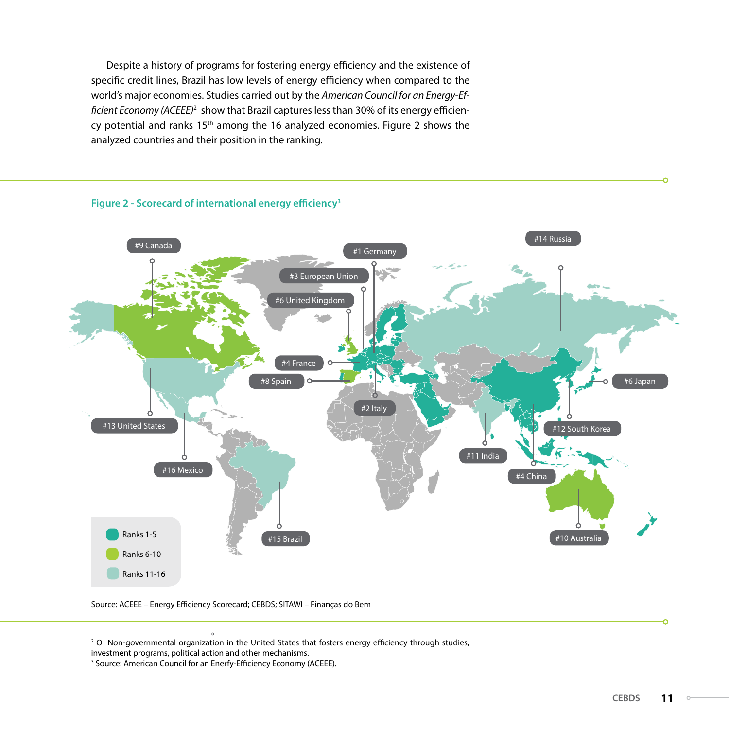Despite a history of programs for fostering energy efficiency and the existence of specific credit lines, Brazil has low levels of energy efficiency when compared to the world's major economies. Studies carried out by the *American Council for an Energy-Efficient Economy (ACEEE)*[2] show that Brazil captures less than 30% of its energy efficiency potential and ranks 15th among the 16 analyzed economies. Figure 2 shows the analyzed countries and their position in the ranking.

**Figure 2 - Scorecard of international energy efficiency**[3]

#9 Canada, #1 Germany, #14 Russia, #3 European Union, #6 United Kingdom, #4 France, #8 Spain, #2 Italy, #6 Japan, #13 United States, #12 South Korea, #11 India, #16 Mexico, #4 China, #15 Brazil, #10 Australia

Ranks 1-5
Ranks 6-10
Ranks 11-16

Source: ACEEE – Energy Efficiency Scorecard; CEBDS; SITAWI – Finanças do Bem

---

[2] O Non-governmental organization in the United States that fosters energy efficiency through studies, investment programs, political action and other mechanisms.

[3] Source: American Council for an Enerfy-Efficiency Economy (ACEEE).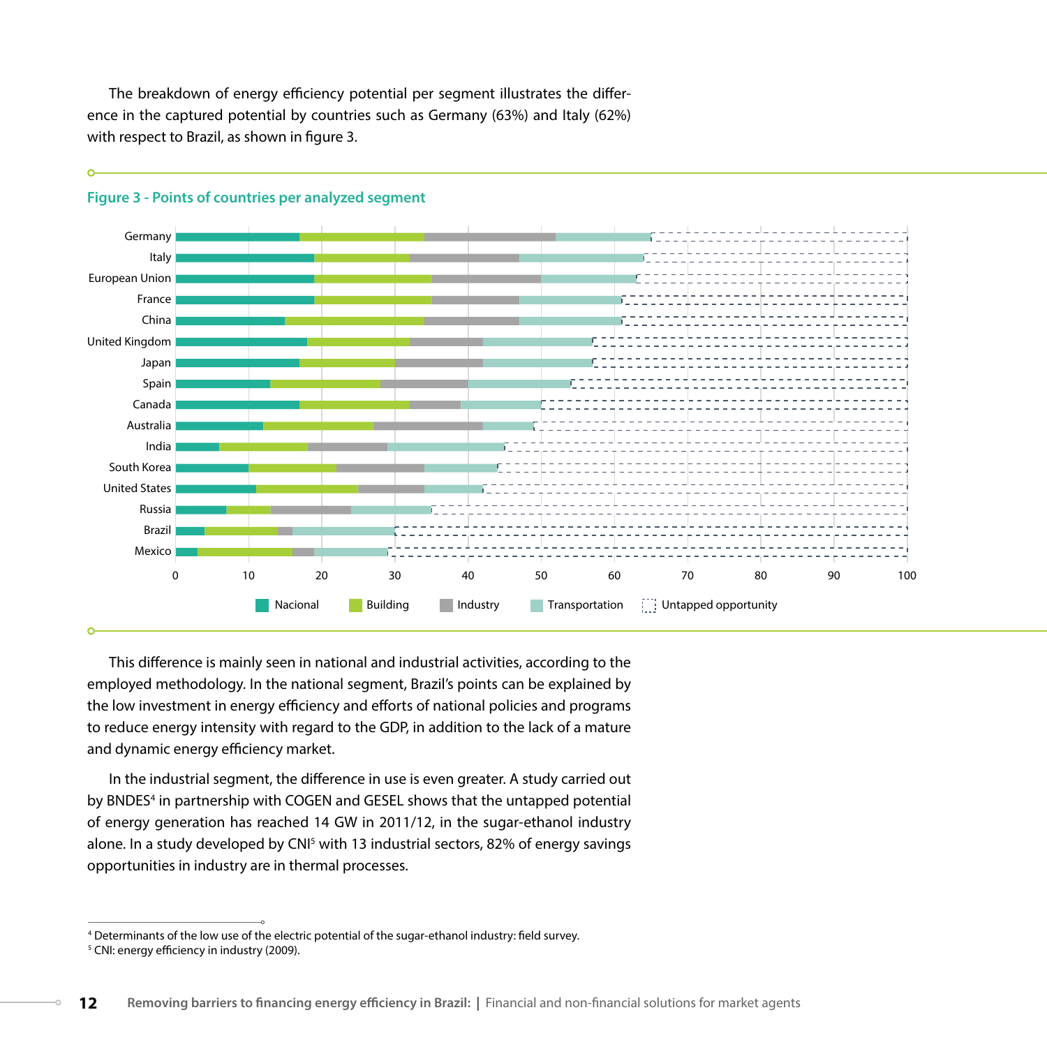The breakdown of energy efficiency potential per segment illustrates the difference in the captured potential by countries such as Germany (63%) and Italy (62%) with respect to Brazil, as shown in figure 3.

**Figure 3 - Points of countries per analyzed segment**

This difference is mainly seen in national and industrial activities, according to the employed methodology. In the national segment, Brazil's points can be explained by the low investment in energy efficiency and efforts of national policies and programs to reduce energy intensity with regard to the GDP, in addition to the lack of a mature and dynamic energy efficiency market.

In the industrial segment, the difference in use is even greater. A study carried out by BNDES[4] in partnership with COGEN and GESEL shows that the untapped potential of energy generation has reached 14 GW in 2011/12, in the sugar-ethanol industry alone. In a study developed by CNI[5] with 13 industrial sectors, 82% of energy savings opportunities in industry are in thermal processes.

---

[4] Determinants of the low use of the electric potential of the sugar-ethanol industry: field survey.

[5] CNI: energy efficiency in industry (2009).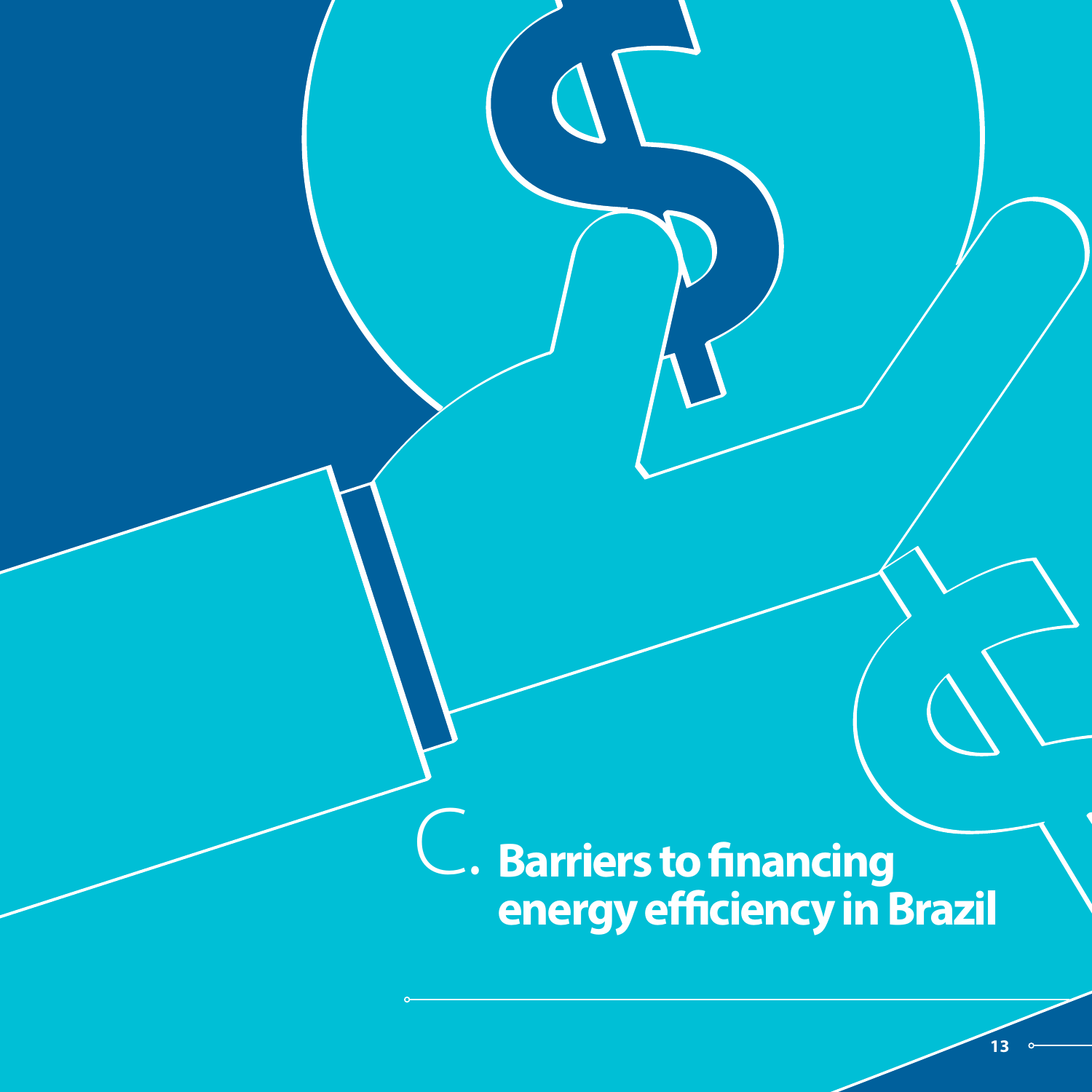# C. Barriers to financing energy efficiency in Brazil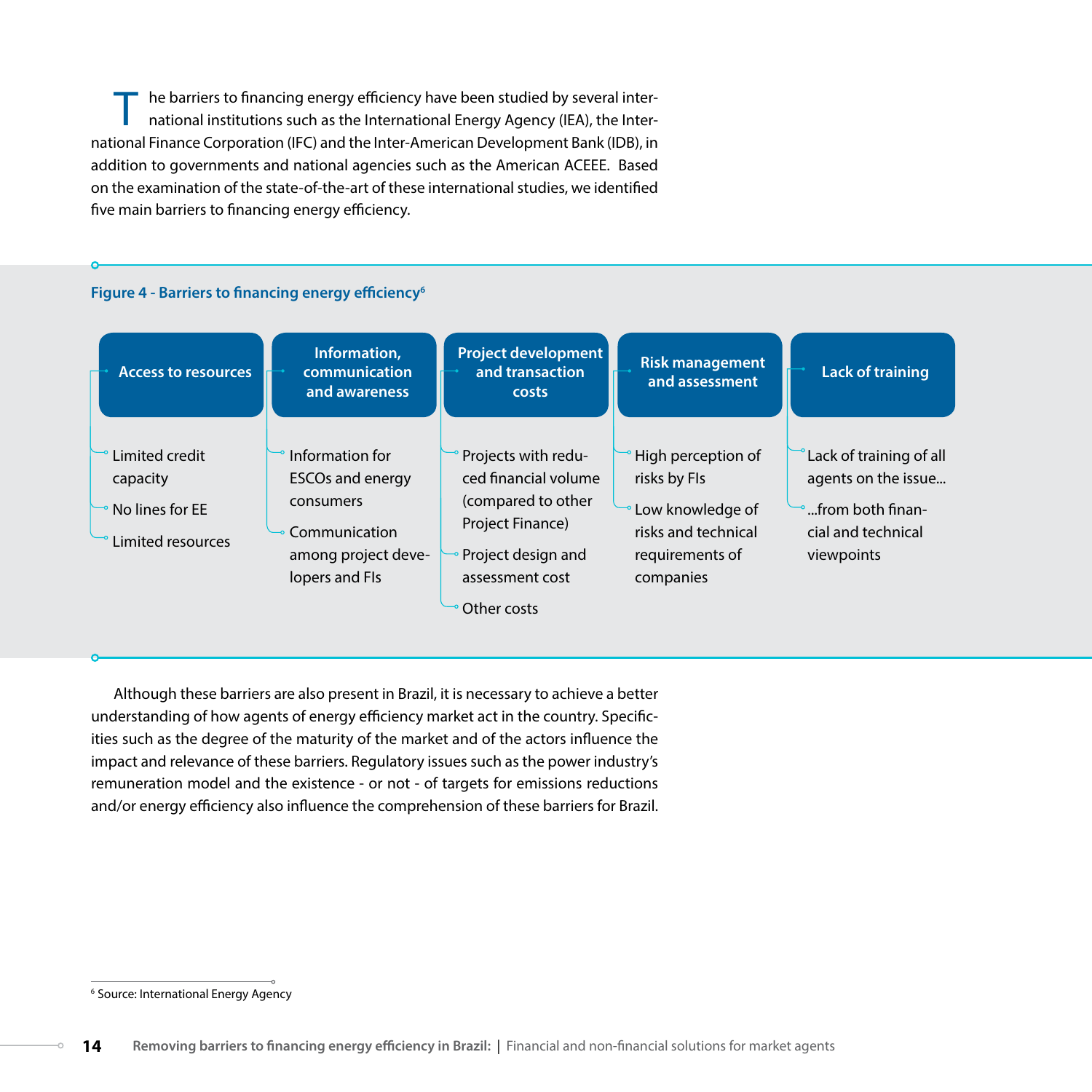The barriers to financing energy efficiency have been studied by several international institutions such as the International Energy Agency (IEA), the International Finance Corporation (IFC) and the Inter-American Development Bank (IDB), in addition to governments and national agencies such as the American ACEEE. Based on the examination of the state-of-the-art of these international studies, we identified five main barriers to financing energy efficiency.

**Figure 4 - Barriers to financing energy efficiency**[6]

**Access to resources**
- Limited credit capacity
- No lines for EE
- Limited resources

**Information, communication and awareness**
- Information for ESCOs and energy consumers
- Communication among project developers and FIs

**Project development and transaction costs**
- Projects with reduced financial volume (compared to other Project Finance)
- Project design and assessment cost
- Other costs

**Risk management and assessment**
- High perception of risks by FIs
- Low knowledge of risks and technical requirements of companies

**Lack of training**
- Lack of training of all agents on the issue...
- ...from both financial and technical viewpoints

Although these barriers are also present in Brazil, it is necessary to achieve a better understanding of how agents of energy efficiency market act in the country. Specificities such as the degree of the maturity of the market and of the actors influence the impact and relevance of these barriers. Regulatory issues such as the power industry's remuneration model and the existence - or not - of targets for emissions reductions and/or energy efficiency also influence the comprehension of these barriers for Brazil.

[6] Source: International Energy Agency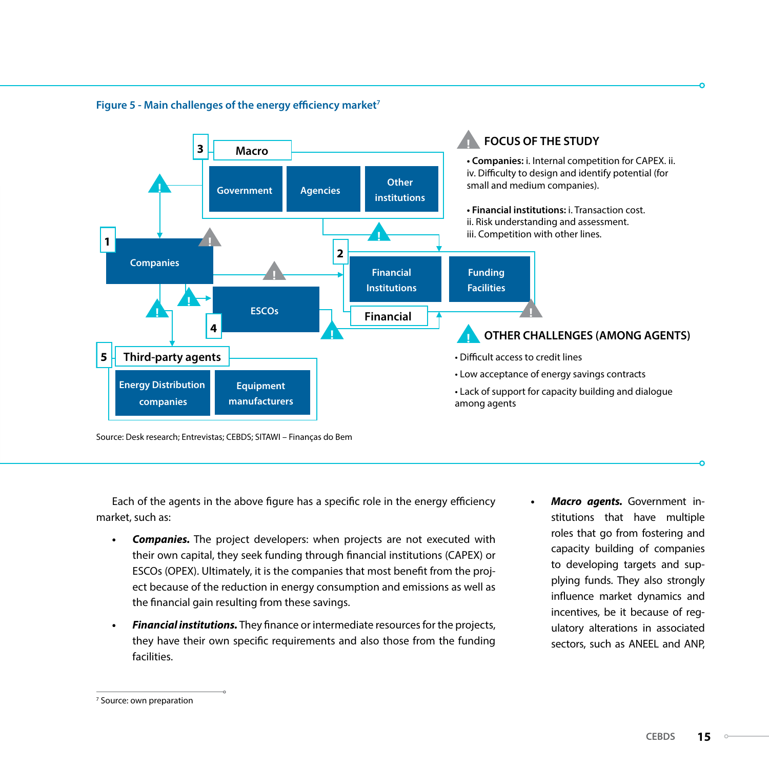Figure 5 - Main challenges of the energy efficiency market[7]

3 Macro: Government | Agencies | Other institutions

1 Companies

2 Financial: Financial Institutions | Funding Facilities

4 ESCOs

5 Third-party agents: Energy Distribution companies | Equipment manufacturers

**FOCUS OF THE STUDY**

- **Companies:** i. Internal competition for CAPEX. ii. iv. Difficulty to design and identify potential (for small and medium companies).
- **Financial institutions:** i. Transaction cost. ii. Risk understanding and assessment. iii. Competition with other lines.

**OTHER CHALLENGES (AMONG AGENTS)**

- Difficult access to credit lines
- Low acceptance of energy savings contracts
- Lack of support for capacity building and dialogue among agents

Source: Desk research; Entrevistas; CEBDS; SITAWI – Finanças do Bem

Each of the agents in the above figure has a specific role in the energy efficiency market, such as:

- ***Companies.*** The project developers: when projects are not executed with their own capital, they seek funding through financial institutions (CAPEX) or ESCOs (OPEX). Ultimately, it is the companies that most benefit from the project because of the reduction in energy consumption and emissions as well as the financial gain resulting from these savings.
- ***Financial institutions.*** They finance or intermediate resources for the projects, they have their own specific requirements and also those from the funding facilities.
- ***Macro agents.*** Government institutions that have multiple roles that go from fostering and capacity building of companies to developing targets and supplying funds. They also strongly influence market dynamics and incentives, be it because of regulatory alterations in associated sectors, such as ANEEL and ANP,

[7] Source: own preparation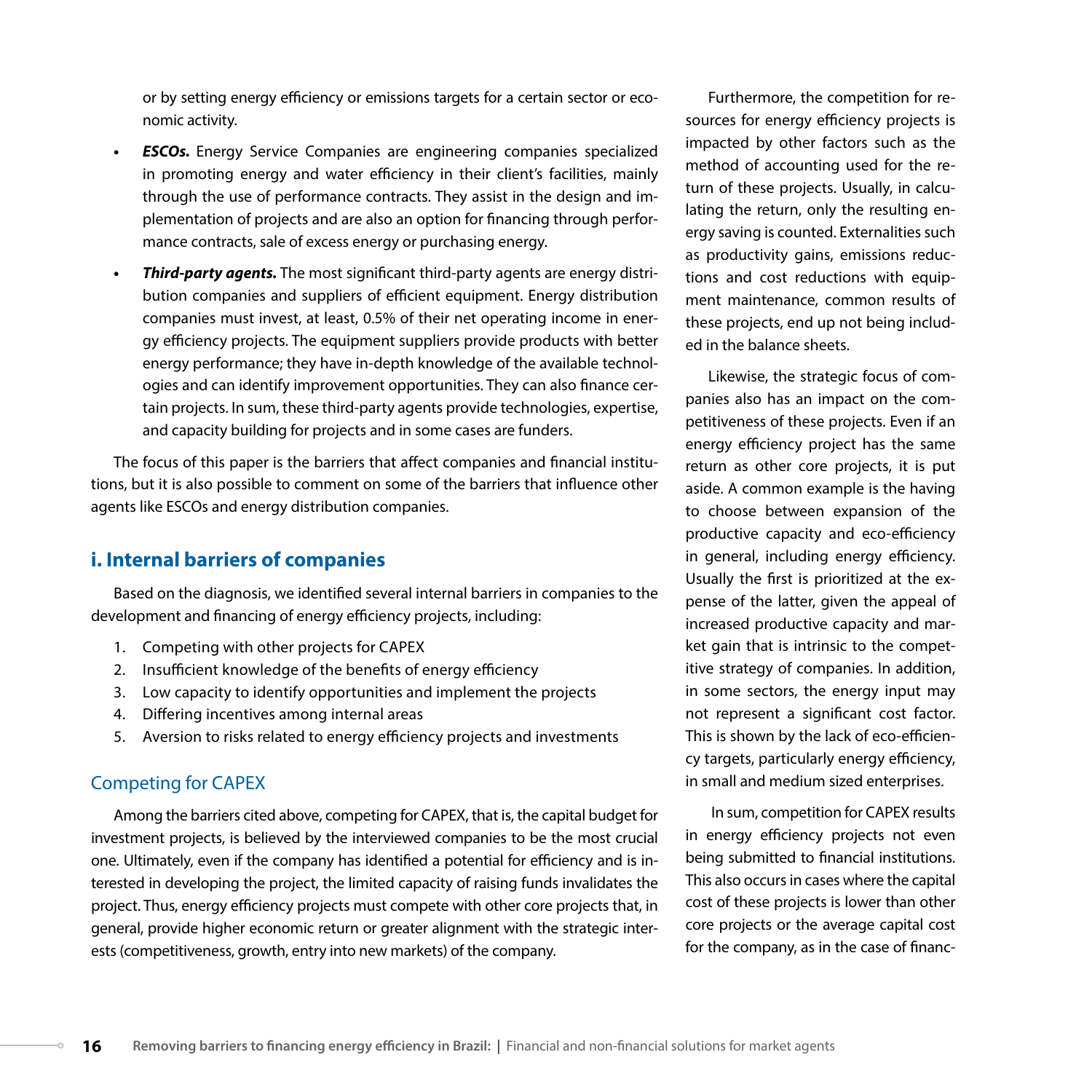or by setting energy efficiency or emissions targets for a certain sector or economic activity.

- ***ESCOs.*** Energy Service Companies are engineering companies specialized in promoting energy and water efficiency in their client's facilities, mainly through the use of performance contracts. They assist in the design and implementation of projects and are also an option for financing through performance contracts, sale of excess energy or purchasing energy.
- ***Third-party agents.*** The most significant third-party agents are energy distribution companies and suppliers of efficient equipment. Energy distribution companies must invest, at least, 0.5% of their net operating income in energy efficiency projects. The equipment suppliers provide products with better energy performance; they have in-depth knowledge of the available technologies and can identify improvement opportunities. They can also finance certain projects. In sum, these third-party agents provide technologies, expertise, and capacity building for projects and in some cases are funders.

The focus of this paper is the barriers that affect companies and financial institutions, but it is also possible to comment on some of the barriers that influence other agents like ESCOs and energy distribution companies.

## i. Internal barriers of companies

Based on the diagnosis, we identified several internal barriers in companies to the development and financing of energy efficiency projects, including:

1. Competing with other projects for CAPEX
2. Insufficient knowledge of the benefits of energy efficiency
3. Low capacity to identify opportunities and implement the projects
4. Differing incentives among internal areas
5. Aversion to risks related to energy efficiency projects and investments

### Competing for CAPEX

Among the barriers cited above, competing for CAPEX, that is, the capital budget for investment projects, is believed by the interviewed companies to be the most crucial one. Ultimately, even if the company has identified a potential for efficiency and is interested in developing the project, the limited capacity of raising funds invalidates the project. Thus, energy efficiency projects must compete with other core projects that, in general, provide higher economic return or greater alignment with the strategic interests (competitiveness, growth, entry into new markets) of the company.

Furthermore, the competition for resources for energy efficiency projects is impacted by other factors such as the method of accounting used for the return of these projects. Usually, in calculating the return, only the resulting energy saving is counted. Externalities such as productivity gains, emissions reductions and cost reductions with equipment maintenance, common results of these projects, end up not being included in the balance sheets.

Likewise, the strategic focus of companies also has an impact on the competitiveness of these projects. Even if an energy efficiency project has the same return as other core projects, it is put aside. A common example is the having to choose between expansion of the productive capacity and eco-efficiency in general, including energy efficiency. Usually the first is prioritized at the expense of the latter, given the appeal of increased productive capacity and market gain that is intrinsic to the competitive strategy of companies. In addition, in some sectors, the energy input may not represent a significant cost factor. This is shown by the lack of eco-efficiency targets, particularly energy efficiency, in small and medium sized enterprises.

In sum, competition for CAPEX results in energy efficiency projects not even being submitted to financial institutions. This also occurs in cases where the capital cost of these projects is lower than other core projects or the average capital cost for the company, as in the case of financ-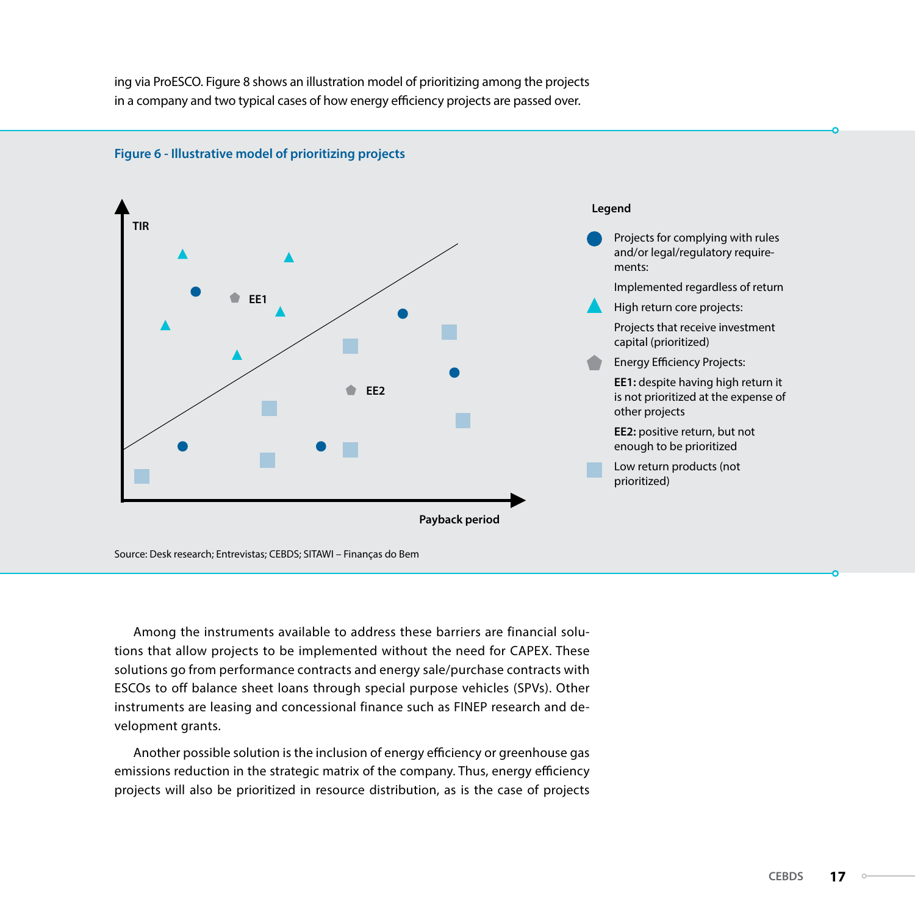ing via ProESCO. Figure 8 shows an illustration model of prioritizing among the projects in a company and two typical cases of how energy efficiency projects are passed over.

**Figure 6 - Illustrative model of prioritizing projects**

TIR

EE1

EE2

Payback period

**Legend**

- Projects for complying with rules and/or legal/regulatory requirements:
  Implemented regardless of return
- High return core projects:
  Projects that receive investment capital (prioritized)
- Energy Efficiency Projects:
  **EE1:** despite having high return it is not prioritized at the expense of other projects
  **EE2:** positive return, but not enough to be prioritized
- Low return products (not prioritized)

Source: Desk research; Entrevistas; CEBDS; SITAWI – Finanças do Bem

Among the instruments available to address these barriers are financial solutions that allow projects to be implemented without the need for CAPEX. These solutions go from performance contracts and energy sale/purchase contracts with ESCOs to off balance sheet loans through special purpose vehicles (SPVs). Other instruments are leasing and concessional finance such as FINEP research and development grants.

Another possible solution is the inclusion of energy efficiency or greenhouse gas emissions reduction in the strategic matrix of the company. Thus, energy efficiency projects will also be prioritized in resource distribution, as is the case of projects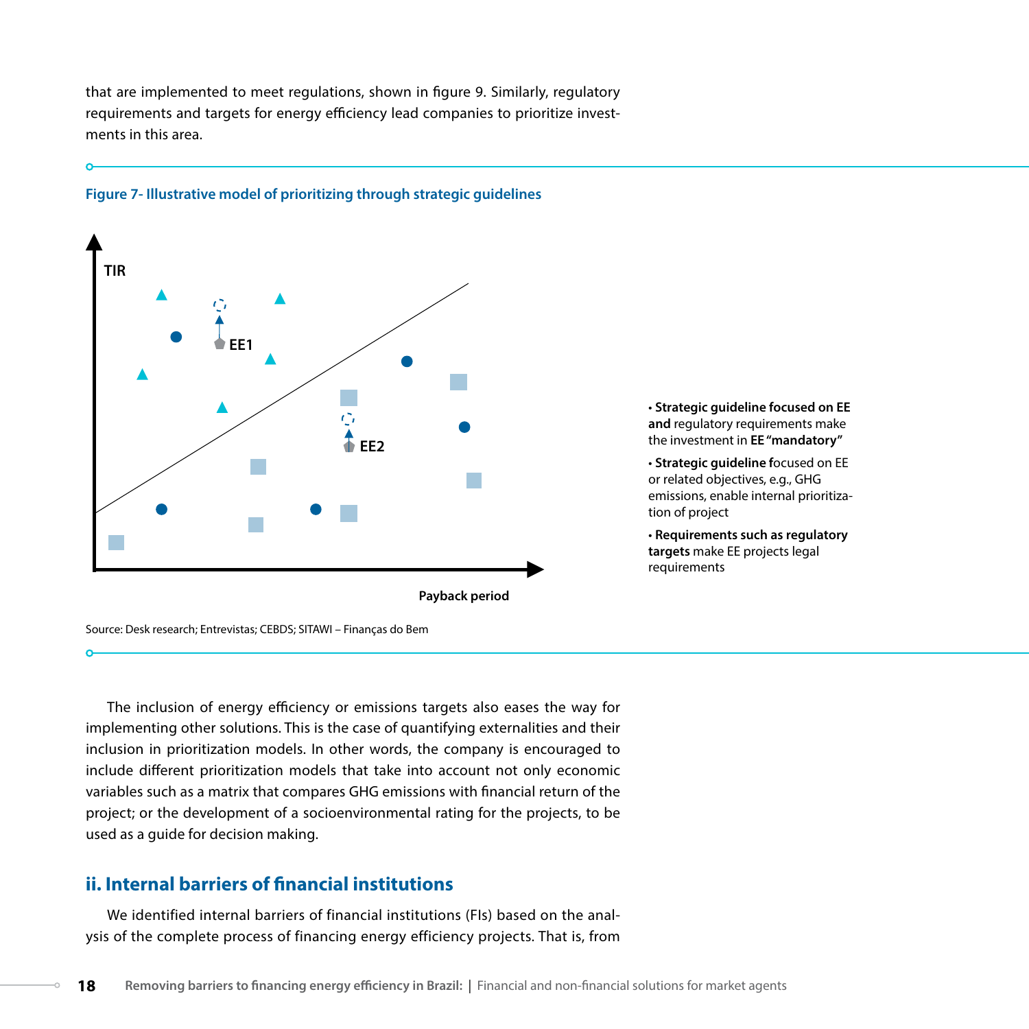that are implemented to meet regulations, shown in figure 9. Similarly, regulatory requirements and targets for energy efficiency lead companies to prioritize investments in this area.

**Figure 7- Illustrative model of prioritizing through strategic guidelines**

TIR

EE1

EE2

Payback period

- **Strategic guideline focused on EE and** regulatory requirements make the investment in **EE "mandatory"**
- **Strategic guideline f**ocused on EE or related objectives, e.g., GHG emissions, enable internal prioritization of project
- **Requirements such as regulatory targets** make EE projects legal requirements

Source: Desk research; Entrevistas; CEBDS; SITAWI – Finanças do Bem

The inclusion of energy efficiency or emissions targets also eases the way for implementing other solutions. This is the case of quantifying externalities and their inclusion in prioritization models. In other words, the company is encouraged to include different prioritization models that take into account not only economic variables such as a matrix that compares GHG emissions with financial return of the project; or the development of a socioenvironmental rating for the projects, to be used as a guide for decision making.

## ii. Internal barriers of financial institutions

We identified internal barriers of financial institutions (FIs) based on the analysis of the complete process of financing energy efficiency projects. That is, from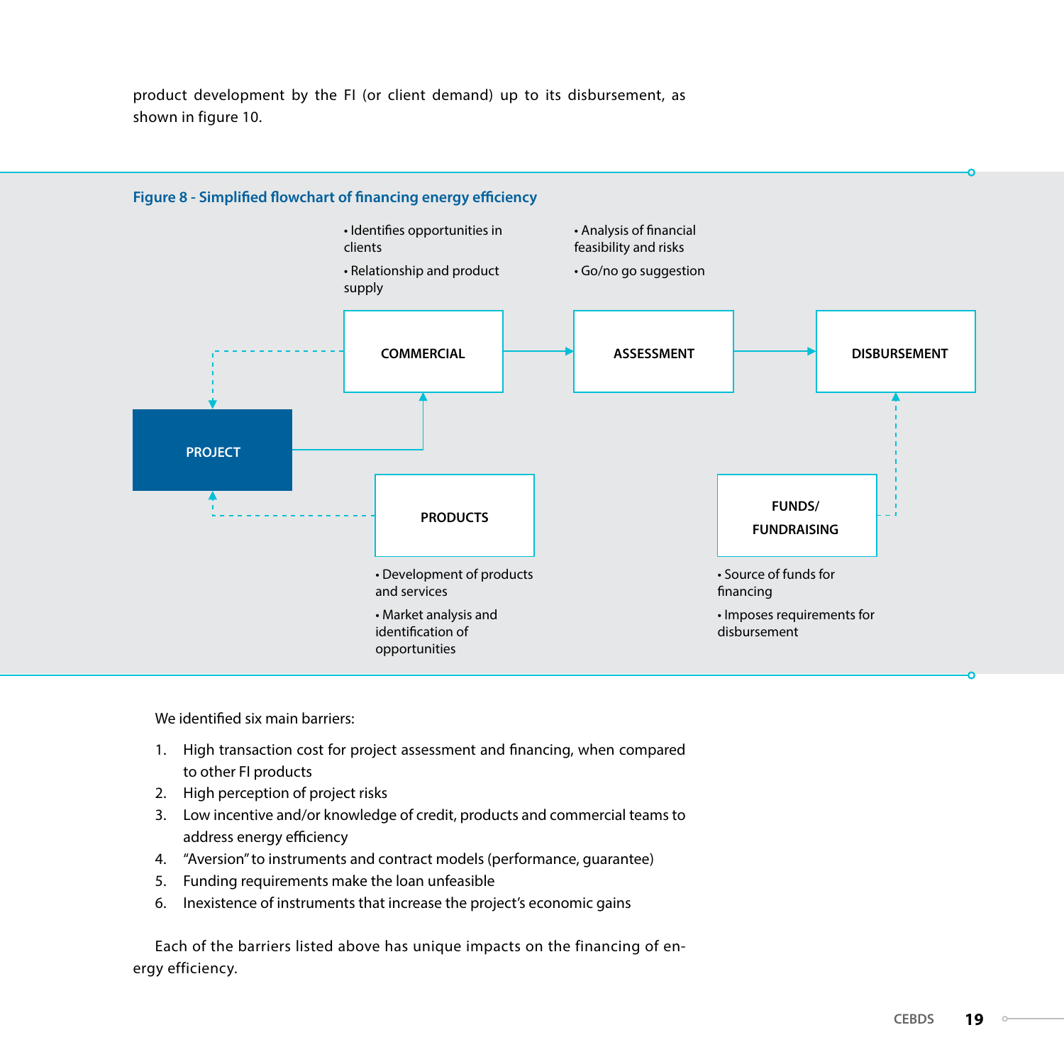product development by the FI (or client demand) up to its disbursement, as shown in figure 10.

**Figure 8 - Simplified flowchart of financing energy efficiency**

**PROJECT**

**COMMERCIAL**
- Identifies opportunities in clients
- Relationship and product supply

**ASSESSMENT**
- Analysis of financial feasibility and risks
- Go/no go suggestion

**DISBURSEMENT**

**PRODUCTS**
- Development of products and services
- Market analysis and identification of opportunities

**FUNDS/ FUNDRAISING**
- Source of funds for financing
- Imposes requirements for disbursement

We identified six main barriers:

1. High transaction cost for project assessment and financing, when compared to other FI products
2. High perception of project risks
3. Low incentive and/or knowledge of credit, products and commercial teams to address energy efficiency
4. "Aversion" to instruments and contract models (performance, guarantee)
5. Funding requirements make the loan unfeasible
6. Inexistence of instruments that increase the project's economic gains

Each of the barriers listed above has unique impacts on the financing of energy efficiency.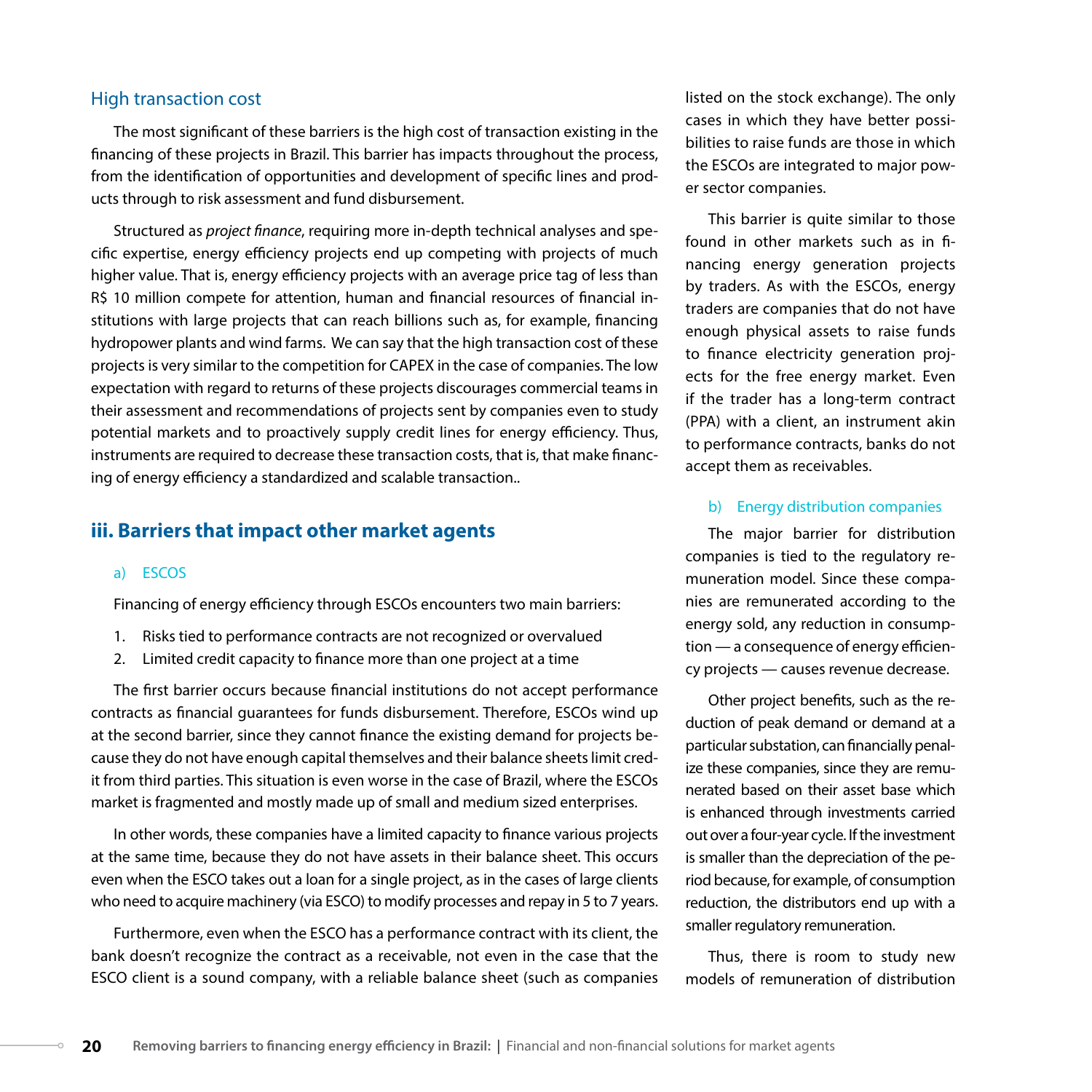### High transaction cost

The most significant of these barriers is the high cost of transaction existing in the financing of these projects in Brazil. This barrier has impacts throughout the process, from the identification of opportunities and development of specific lines and products through to risk assessment and fund disbursement.

Structured as *project finance*, requiring more in-depth technical analyses and specific expertise, energy efficiency projects end up competing with projects of much higher value. That is, energy efficiency projects with an average price tag of less than R$ 10 million compete for attention, human and financial resources of financial institutions with large projects that can reach billions such as, for example, financing hydropower plants and wind farms. We can say that the high transaction cost of these projects is very similar to the competition for CAPEX in the case of companies. The low expectation with regard to returns of these projects discourages commercial teams in their assessment and recommendations of projects sent by companies even to study potential markets and to proactively supply credit lines for energy efficiency. Thus, instruments are required to decrease these transaction costs, that is, that make financing of energy efficiency a standardized and scalable transaction..

## iii. Barriers that impact other market agents

### a) ESCOS

Financing of energy efficiency through ESCOs encounters two main barriers:

1. Risks tied to performance contracts are not recognized or overvalued
2. Limited credit capacity to finance more than one project at a time

The first barrier occurs because financial institutions do not accept performance contracts as financial guarantees for funds disbursement. Therefore, ESCOs wind up at the second barrier, since they cannot finance the existing demand for projects because they do not have enough capital themselves and their balance sheets limit credit from third parties. This situation is even worse in the case of Brazil, where the ESCOs market is fragmented and mostly made up of small and medium sized enterprises.

In other words, these companies have a limited capacity to finance various projects at the same time, because they do not have assets in their balance sheet. This occurs even when the ESCO takes out a loan for a single project, as in the cases of large clients who need to acquire machinery (via ESCO) to modify processes and repay in 5 to 7 years.

Furthermore, even when the ESCO has a performance contract with its client, the bank doesn't recognize the contract as a receivable, not even in the case that the ESCO client is a sound company, with a reliable balance sheet (such as companies listed on the stock exchange). The only cases in which they have better possibilities to raise funds are those in which the ESCOs are integrated to major power sector companies.

This barrier is quite similar to those found in other markets such as in financing energy generation projects by traders. As with the ESCOs, energy traders are companies that do not have enough physical assets to raise funds to finance electricity generation projects for the free energy market. Even if the trader has a long-term contract (PPA) with a client, an instrument akin to performance contracts, banks do not accept them as receivables.

### b) Energy distribution companies

The major barrier for distribution companies is tied to the regulatory remuneration model. Since these companies are remunerated according to the energy sold, any reduction in consumption — a consequence of energy efficiency projects — causes revenue decrease.

Other project benefits, such as the reduction of peak demand or demand at a particular substation, can financially penalize these companies, since they are remunerated based on their asset base which is enhanced through investments carried out over a four-year cycle. If the investment is smaller than the depreciation of the period because, for example, of consumption reduction, the distributors end up with a smaller regulatory remuneration.

Thus, there is room to study new models of remuneration of distribution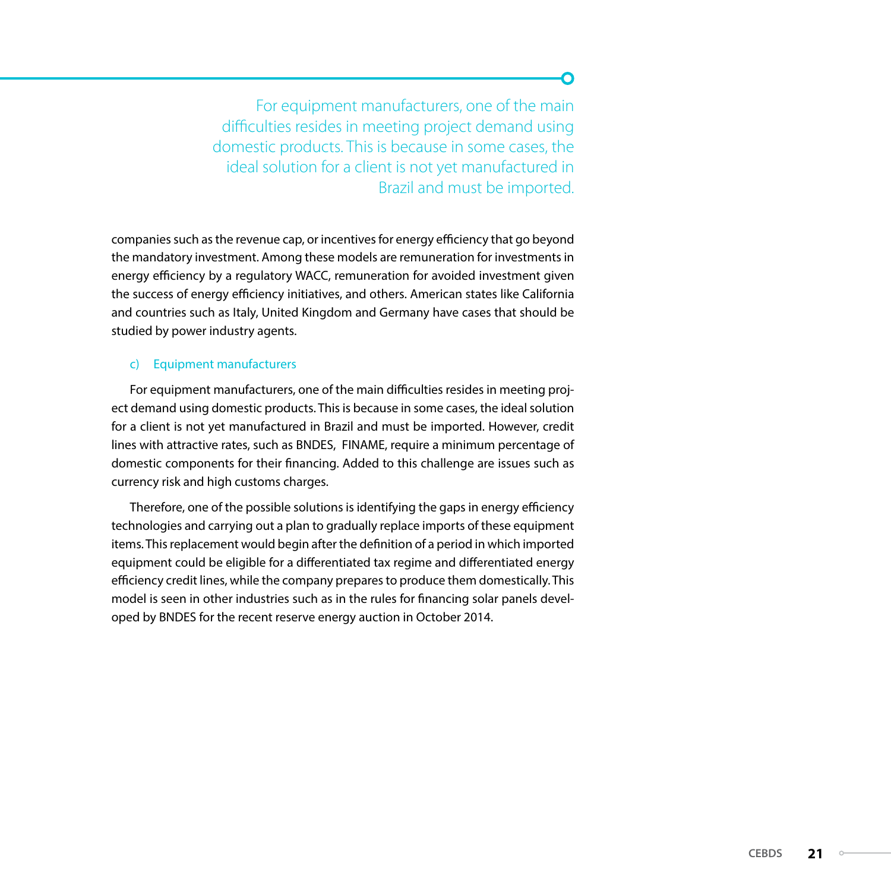> For equipment manufacturers, one of the main difficulties resides in meeting project demand using domestic products. This is because in some cases, the ideal solution for a client is not yet manufactured in Brazil and must be imported.

companies such as the revenue cap, or incentives for energy efficiency that go beyond the mandatory investment. Among these models are remuneration for investments in energy efficiency by a regulatory WACC, remuneration for avoided investment given the success of energy efficiency initiatives, and others. American states like California and countries such as Italy, United Kingdom and Germany have cases that should be studied by power industry agents.

### c) Equipment manufacturers

For equipment manufacturers, one of the main difficulties resides in meeting project demand using domestic products. This is because in some cases, the ideal solution for a client is not yet manufactured in Brazil and must be imported. However, credit lines with attractive rates, such as BNDES, FINAME, require a minimum percentage of domestic components for their financing. Added to this challenge are issues such as currency risk and high customs charges.

Therefore, one of the possible solutions is identifying the gaps in energy efficiency technologies and carrying out a plan to gradually replace imports of these equipment items. This replacement would begin after the definition of a period in which imported equipment could be eligible for a differentiated tax regime and differentiated energy efficiency credit lines, while the company prepares to produce them domestically. This model is seen in other industries such as in the rules for financing solar panels developed by BNDES for the recent reserve energy auction in October 2014.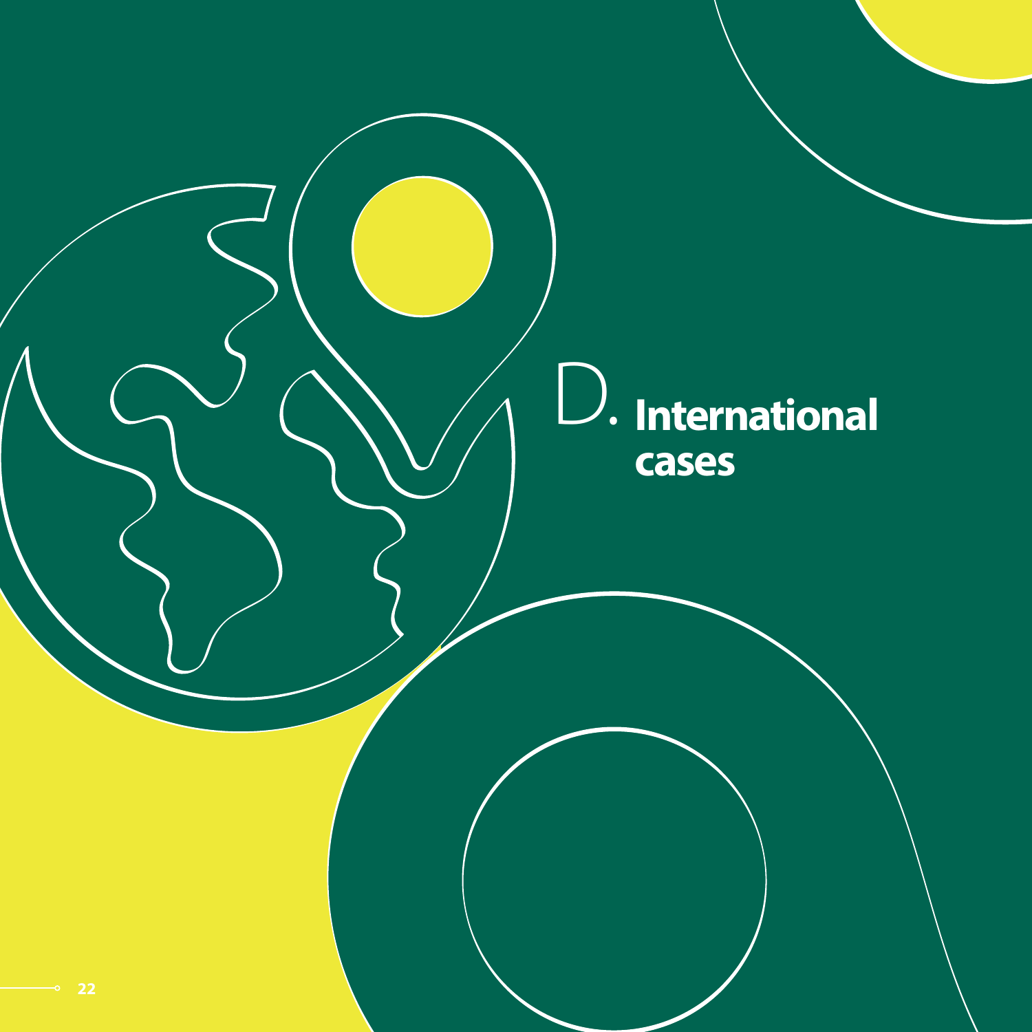# D. International cases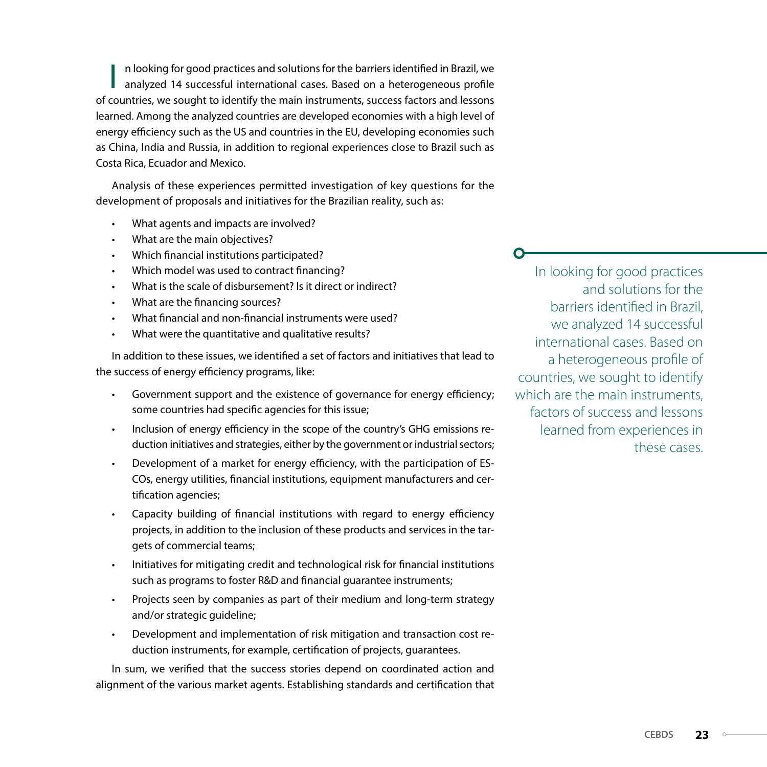In looking for good practices and solutions for the barriers identified in Brazil, we analyzed 14 successful international cases. Based on a heterogeneous profile of countries, we sought to identify the main instruments, success factors and lessons learned. Among the analyzed countries are developed economies with a high level of energy efficiency such as the US and countries in the EU, developing economies such as China, India and Russia, in addition to regional experiences close to Brazil such as Costa Rica, Ecuador and Mexico.

Analysis of these experiences permitted investigation of key questions for the development of proposals and initiatives for the Brazilian reality, such as:

- What agents and impacts are involved?
- What are the main objectives?
- Which financial institutions participated?
- Which model was used to contract financing?
- What is the scale of disbursement? Is it direct or indirect?
- What are the financing sources?
- What financial and non-financial instruments were used?
- What were the quantitative and qualitative results?

In addition to these issues, we identified a set of factors and initiatives that lead to the success of energy efficiency programs, like:

- Government support and the existence of governance for energy efficiency; some countries had specific agencies for this issue;
- Inclusion of energy efficiency in the scope of the country's GHG emissions reduction initiatives and strategies, either by the government or industrial sectors;
- Development of a market for energy efficiency, with the participation of ESCOs, energy utilities, financial institutions, equipment manufacturers and certification agencies;
- Capacity building of financial institutions with regard to energy efficiency projects, in addition to the inclusion of these products and services in the targets of commercial teams;
- Initiatives for mitigating credit and technological risk for financial institutions such as programs to foster R&D and financial guarantee instruments;
- Projects seen by companies as part of their medium and long-term strategy and/or strategic guideline;
- Development and implementation of risk mitigation and transaction cost reduction instruments, for example, certification of projects, guarantees.

In sum, we verified that the success stories depend on coordinated action and alignment of the various market agents. Establishing standards and certification that

> In looking for good practices and solutions for the barriers identified in Brazil, we analyzed 14 successful international cases. Based on a heterogeneous profile of countries, we sought to identify which are the main instruments, factors of success and lessons learned from experiences in these cases.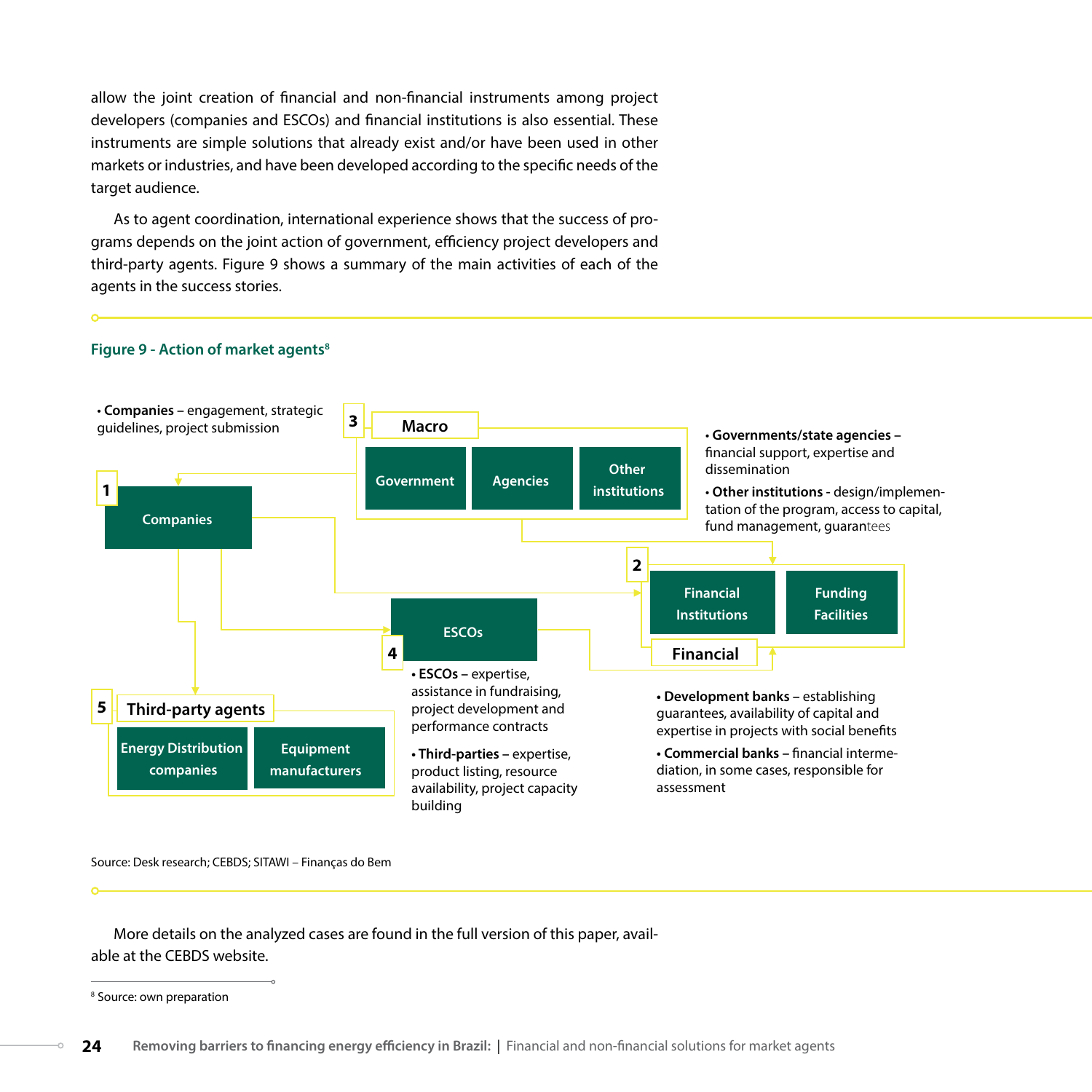allow the joint creation of financial and non-financial instruments among project developers (companies and ESCOs) and financial institutions is also essential. These instruments are simple solutions that already exist and/or have been used in other markets or industries, and have been developed according to the specific needs of the target audience.

As to agent coordination, international experience shows that the success of programs depends on the joint action of government, efficiency project developers and third-party agents. Figure 9 shows a summary of the main activities of each of the agents in the success stories.

**Figure 9 - Action of market agents**[8]

- **Companies** – engagement, strategic guidelines, project submission

1 Companies

3 Macro: Government | Agencies | Other institutions

- **Governments/state agencies** – financial support, expertise and dissemination
- **Other institutions** - design/implementation of the program, access to capital, fund management, guarantees

2 Financial: Financial Institutions | Funding Facilities

4 ESCOs

- **ESCOs** – expertise, assistance in fundraising, project development and performance contracts
- **Third-parties** – expertise, product listing, resource availability, project capacity building

5 Third-party agents: Energy Distribution companies | Equipment manufacturers

- **Development banks** – establishing guarantees, availability of capital and expertise in projects with social benefits
- **Commercial banks** – financial intermediation, in some cases, responsible for assessment

Source: Desk research; CEBDS; SITAWI – Finanças do Bem

More details on the analyzed cases are found in the full version of this paper, available at the CEBDS website.

[8] Source: own preparation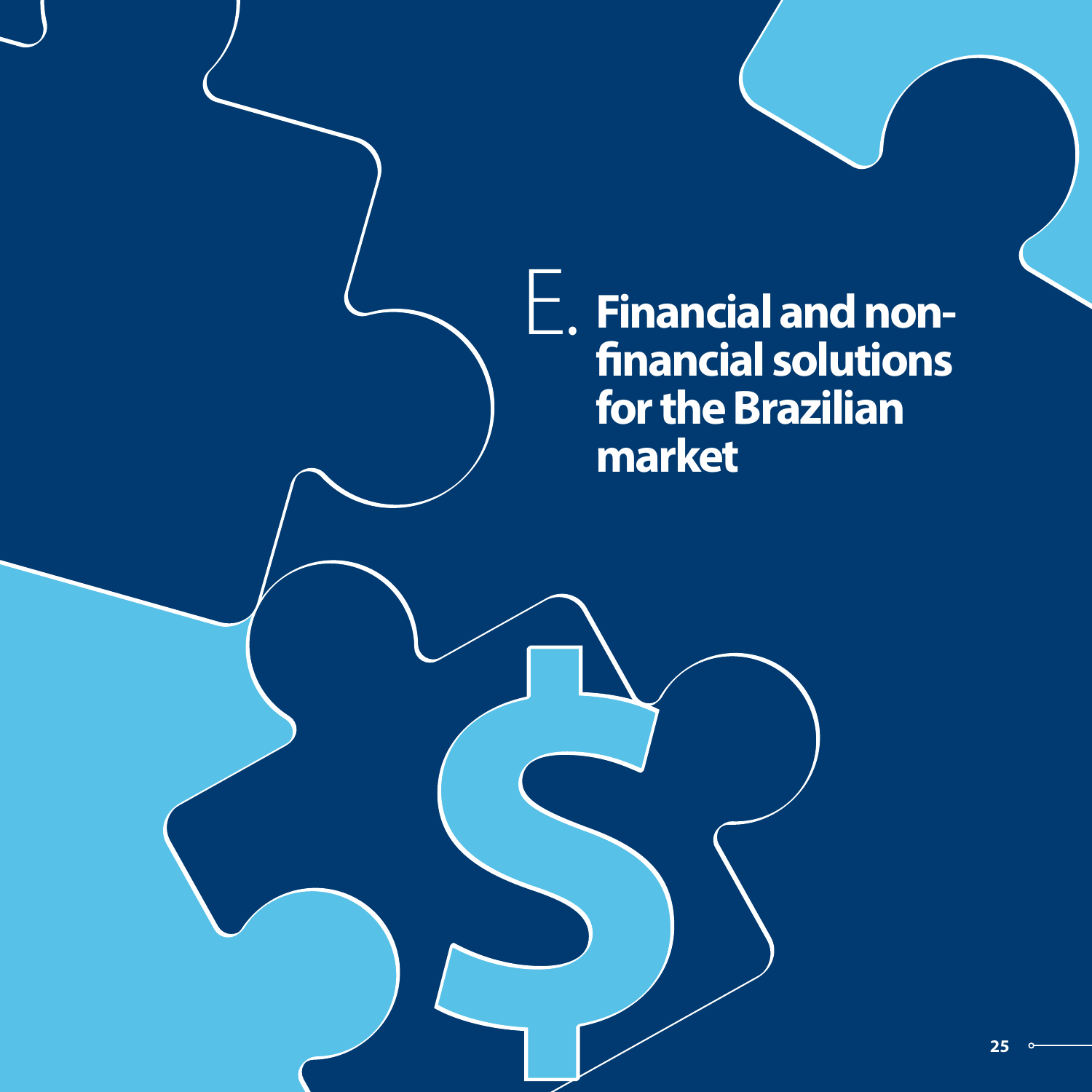# E. Financial and non-financial solutions for the Brazilian market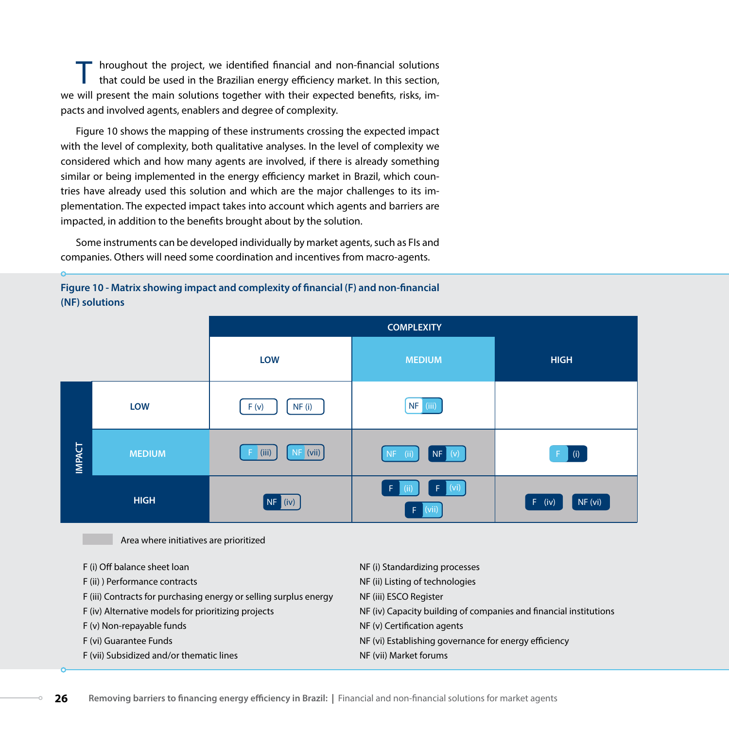Throughout the project, we identified financial and non-financial solutions that could be used in the Brazilian energy efficiency market. In this section, we will present the main solutions together with their expected benefits, risks, impacts and involved agents, enablers and degree of complexity.

Figure 10 shows the mapping of these instruments crossing the expected impact with the level of complexity, both qualitative analyses. In the level of complexity we considered which and how many agents are involved, if there is already something similar or being implemented in the energy efficiency market in Brazil, which countries have already used this solution and which are the major challenges to its implementation. The expected impact takes into account which agents and barriers are impacted, in addition to the benefits brought about by the solution.

Some instruments can be developed individually by market agents, such as FIs and companies. Others will need some coordination and incentives from macro-agents.

**Figure 10 - Matrix showing impact and complexity of financial (F) and non-financial (NF) solutions**

| IMPACT \ COMPLEXITY | LOW | MEDIUM | HIGH |
|---|---|---|---|
| LOW | F (v), NF (i) | NF (iii) | |
| MEDIUM | F (iii), NF (vii) | NF (ii), NF (v) | F (i) |
| HIGH | NF (iv) | F (ii), F (vi), F (vii) | F (iv), NF (vi) |

Area where initiatives are prioritized

F (i) Off balance sheet loan
F (ii) ) Performance contracts
F (iii) Contracts for purchasing energy or selling surplus energy
F (iv) Alternative models for prioritizing projects
F (v) Non-repayable funds
F (vi) Guarantee Funds
F (vii) Subsidized and/or thematic lines

NF (i) Standardizing processes
NF (ii) Listing of technologies
NF (iii) ESCO Register
NF (iv) Capacity building of companies and financial institutions
NF (v) Certification agents
NF (vi) Establishing governance for energy efficiency
NF (vii) Market forums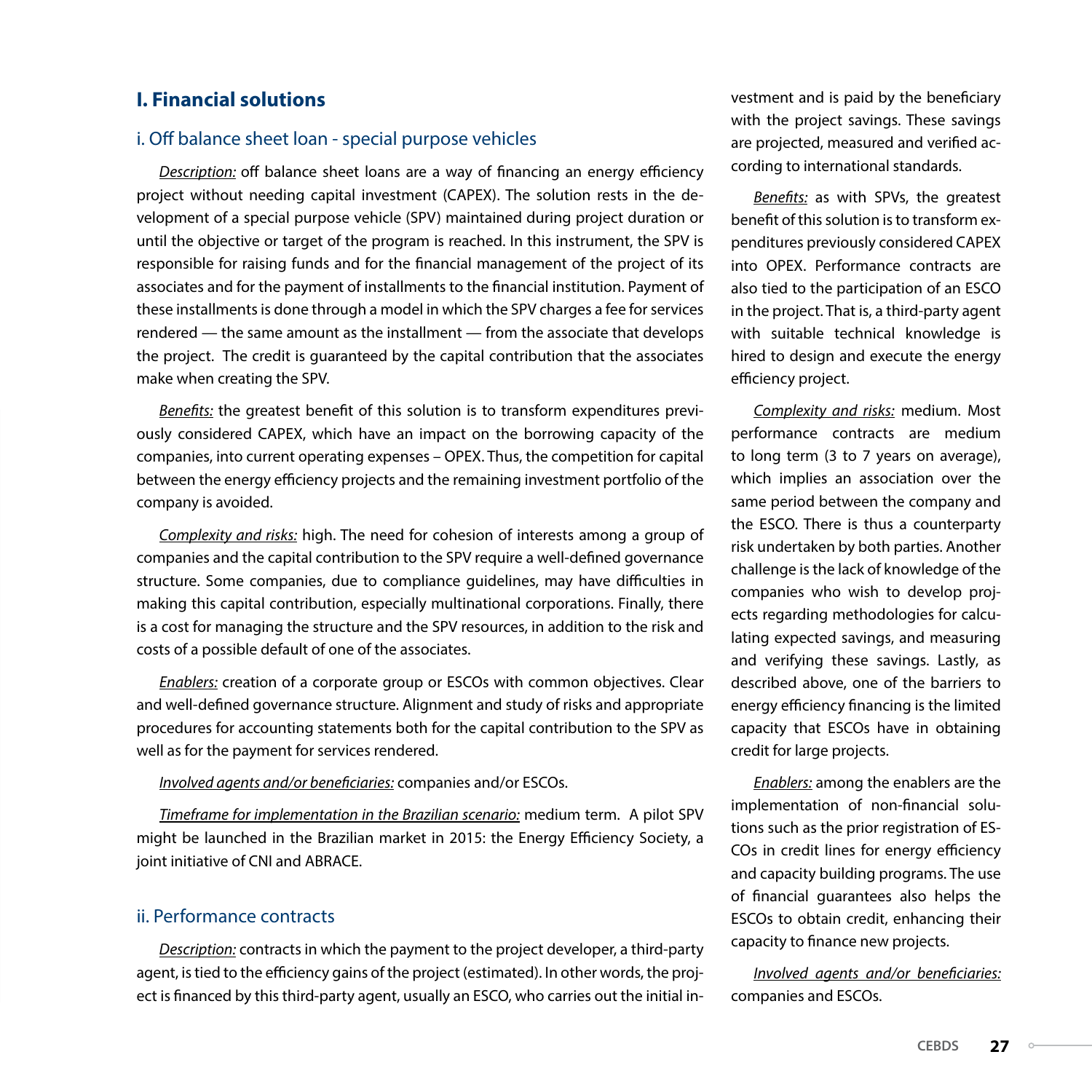## I. Financial solutions

### i. Off balance sheet loan - special purpose vehicles

*Description:* off balance sheet loans are a way of financing an energy efficiency project without needing capital investment (CAPEX). The solution rests in the development of a special purpose vehicle (SPV) maintained during project duration or until the objective or target of the program is reached. In this instrument, the SPV is responsible for raising funds and for the financial management of the project of its associates and for the payment of installments to the financial institution. Payment of these installments is done through a model in which the SPV charges a fee for services rendered — the same amount as the installment — from the associate that develops the project. The credit is guaranteed by the capital contribution that the associates make when creating the SPV.

*Benefits:* the greatest benefit of this solution is to transform expenditures previously considered CAPEX, which have an impact on the borrowing capacity of the companies, into current operating expenses – OPEX. Thus, the competition for capital between the energy efficiency projects and the remaining investment portfolio of the company is avoided.

*Complexity and risks:* high. The need for cohesion of interests among a group of companies and the capital contribution to the SPV require a well-defined governance structure. Some companies, due to compliance guidelines, may have difficulties in making this capital contribution, especially multinational corporations. Finally, there is a cost for managing the structure and the SPV resources, in addition to the risk and costs of a possible default of one of the associates.

*Enablers:* creation of a corporate group or ESCOs with common objectives. Clear and well-defined governance structure. Alignment and study of risks and appropriate procedures for accounting statements both for the capital contribution to the SPV as well as for the payment for services rendered.

*Involved agents and/or beneficiaries:* companies and/or ESCOs.

*Timeframe for implementation in the Brazilian scenario:* medium term. A pilot SPV might be launched in the Brazilian market in 2015: the Energy Efficiency Society, a joint initiative of CNI and ABRACE.

### ii. Performance contracts

*Description:* contracts in which the payment to the project developer, a third-party agent, is tied to the efficiency gains of the project (estimated). In other words, the project is financed by this third-party agent, usually an ESCO, who carries out the initial investment and is paid by the beneficiary with the project savings. These savings are projected, measured and verified according to international standards.

*Benefits:* as with SPVs, the greatest benefit of this solution is to transform expenditures previously considered CAPEX into OPEX. Performance contracts are also tied to the participation of an ESCO in the project. That is, a third-party agent with suitable technical knowledge is hired to design and execute the energy efficiency project.

*Complexity and risks:* medium. Most performance contracts are medium to long term (3 to 7 years on average), which implies an association over the same period between the company and the ESCO. There is thus a counterparty risk undertaken by both parties. Another challenge is the lack of knowledge of the companies who wish to develop projects regarding methodologies for calculating expected savings, and measuring and verifying these savings. Lastly, as described above, one of the barriers to energy efficiency financing is the limited capacity that ESCOs have in obtaining credit for large projects.

*Enablers:* among the enablers are the implementation of non-financial solutions such as the prior registration of ESCOs in credit lines for energy efficiency and capacity building programs. The use of financial guarantees also helps the ESCOs to obtain credit, enhancing their capacity to finance new projects.

*Involved agents and/or beneficiaries:* companies and ESCOs.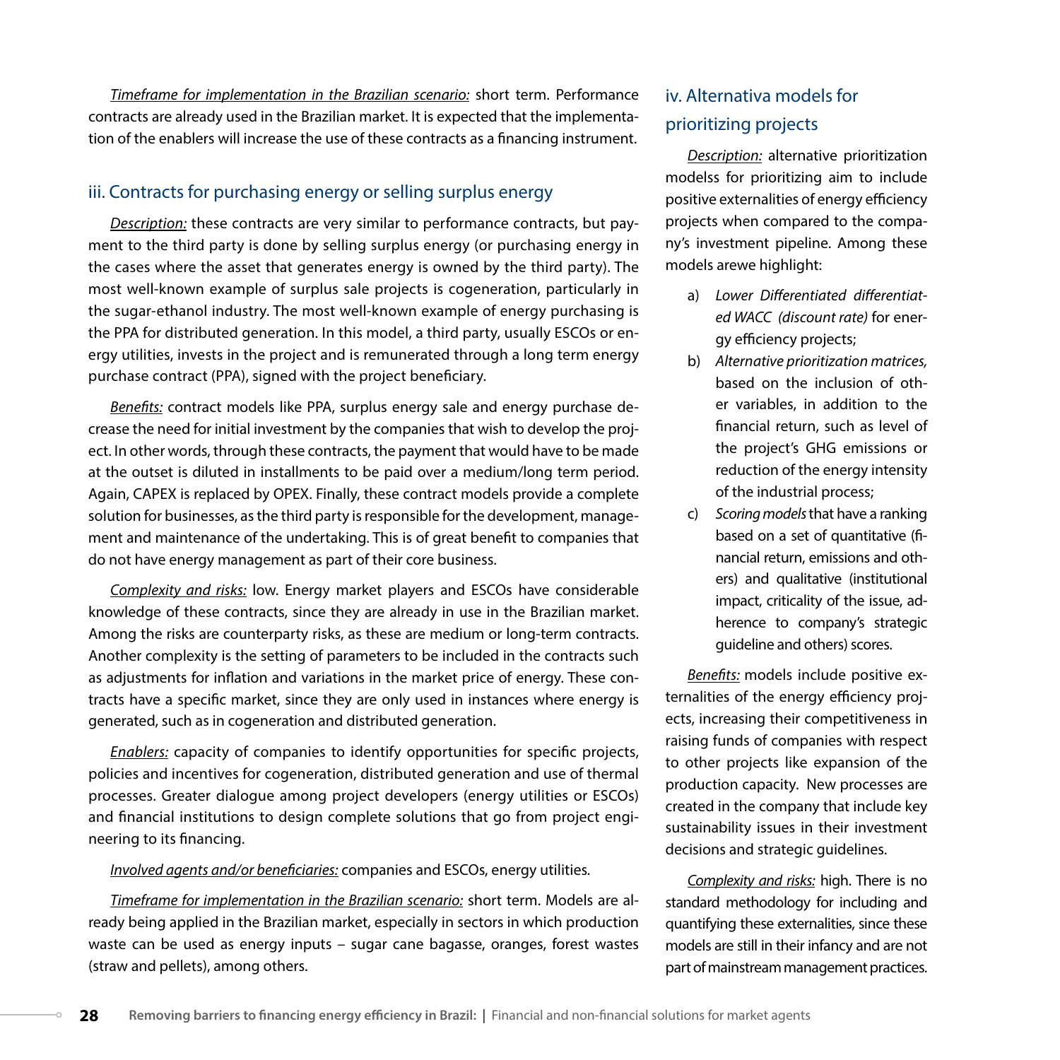*Timeframe for implementation in the Brazilian scenario:* short term. Performance contracts are already used in the Brazilian market. It is expected that the implementation of the enablers will increase the use of these contracts as a financing instrument.

### iii. Contracts for purchasing energy or selling surplus energy

*Description:* these contracts are very similar to performance contracts, but payment to the third party is done by selling surplus energy (or purchasing energy in the cases where the asset that generates energy is owned by the third party). The most well-known example of surplus sale projects is cogeneration, particularly in the sugar-ethanol industry. The most well-known example of energy purchasing is the PPA for distributed generation. In this model, a third party, usually ESCOs or energy utilities, invests in the project and is remunerated through a long term energy purchase contract (PPA), signed with the project beneficiary.

*Benefits:* contract models like PPA, surplus energy sale and energy purchase decrease the need for initial investment by the companies that wish to develop the project. In other words, through these contracts, the payment that would have to be made at the outset is diluted in installments to be paid over a medium/long term period. Again, CAPEX is replaced by OPEX. Finally, these contract models provide a complete solution for businesses, as the third party is responsible for the development, management and maintenance of the undertaking. This is of great benefit to companies that do not have energy management as part of their core business.

*Complexity and risks:* low. Energy market players and ESCOs have considerable knowledge of these contracts, since they are already in use in the Brazilian market. Among the risks are counterparty risks, as these are medium or long-term contracts. Another complexity is the setting of parameters to be included in the contracts such as adjustments for inflation and variations in the market price of energy. These contracts have a specific market, since they are only used in instances where energy is generated, such as in cogeneration and distributed generation.

*Enablers:* capacity of companies to identify opportunities for specific projects, policies and incentives for cogeneration, distributed generation and use of thermal processes. Greater dialogue among project developers (energy utilities or ESCOs) and financial institutions to design complete solutions that go from project engineering to its financing.

*Involved agents and/or beneficiaries:* companies and ESCOs, energy utilities.

*Timeframe for implementation in the Brazilian scenario:* short term. Models are already being applied in the Brazilian market, especially in sectors in which production waste can be used as energy inputs – sugar cane bagasse, oranges, forest wastes (straw and pellets), among others.

### iv. Alternativa models for prioritizing projects

*Description:* alternative prioritization modelss for prioritizing aim to include positive externalities of energy efficiency projects when compared to the company's investment pipeline. Among these models arewe highlight:

a) *Lower Differentiated differentiated WACC (discount rate)* for energy efficiency projects;
b) *Alternative prioritization matrices,* based on the inclusion of other variables, in addition to the financial return, such as level of the project's GHG emissions or reduction of the energy intensity of the industrial process;
c) *Scoring models* that have a ranking based on a set of quantitative (financial return, emissions and others) and qualitative (institutional impact, criticality of the issue, adherence to company's strategic guideline and others) scores.

*Benefits:* models include positive externalities of the energy efficiency projects, increasing their competitiveness in raising funds of companies with respect to other projects like expansion of the production capacity. New processes are created in the company that include key sustainability issues in their investment decisions and strategic guidelines.

*Complexity and risks:* high. There is no standard methodology for including and quantifying these externalities, since these models are still in their infancy and are not part of mainstream management practices.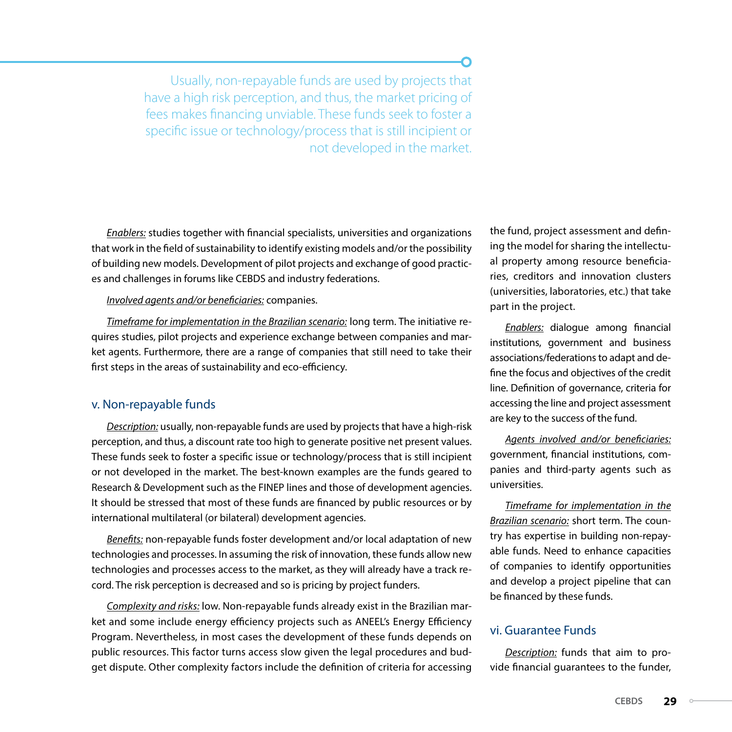> Usually, non-repayable funds are used by projects that have a high risk perception, and thus, the market pricing of fees makes financing unviable. These funds seek to foster a specific issue or technology/process that is still incipient or not developed in the market.

*Enablers:* studies together with financial specialists, universities and organizations that work in the field of sustainability to identify existing models and/or the possibility of building new models. Development of pilot projects and exchange of good practices and challenges in forums like CEBDS and industry federations.

*Involved agents and/or beneficiaries:* companies.

*Timeframe for implementation in the Brazilian scenario:* long term. The initiative requires studies, pilot projects and experience exchange between companies and market agents. Furthermore, there are a range of companies that still need to take their first steps in the areas of sustainability and eco-efficiency.

## v. Non-repayable funds

*Description:* usually, non-repayable funds are used by projects that have a high-risk perception, and thus, a discount rate too high to generate positive net present values. These funds seek to foster a specific issue or technology/process that is still incipient or not developed in the market. The best-known examples are the funds geared to Research & Development such as the FINEP lines and those of development agencies. It should be stressed that most of these funds are financed by public resources or by international multilateral (or bilateral) development agencies.

*Benefits:* non-repayable funds foster development and/or local adaptation of new technologies and processes. In assuming the risk of innovation, these funds allow new technologies and processes access to the market, as they will already have a track record. The risk perception is decreased and so is pricing by project funders.

*Complexity and risks:* low. Non-repayable funds already exist in the Brazilian market and some include energy efficiency projects such as ANEEL's Energy Efficiency Program. Nevertheless, in most cases the development of these funds depends on public resources. This factor turns access slow given the legal procedures and budget dispute. Other complexity factors include the definition of criteria for accessing the fund, project assessment and defining the model for sharing the intellectual property among resource beneficiaries, creditors and innovation clusters (universities, laboratories, etc.) that take part in the project.

*Enablers:* dialogue among financial institutions, government and business associations/federations to adapt and define the focus and objectives of the credit line. Definition of governance, criteria for accessing the line and project assessment are key to the success of the fund.

*Agents involved and/or beneficiaries:* government, financial institutions, companies and third-party agents such as universities.

*Timeframe for implementation in the Brazilian scenario:* short term. The country has expertise in building non-repayable funds. Need to enhance capacities of companies to identify opportunities and develop a project pipeline that can be financed by these funds.

## vi. Guarantee Funds

*Description:* funds that aim to provide financial guarantees to the funder,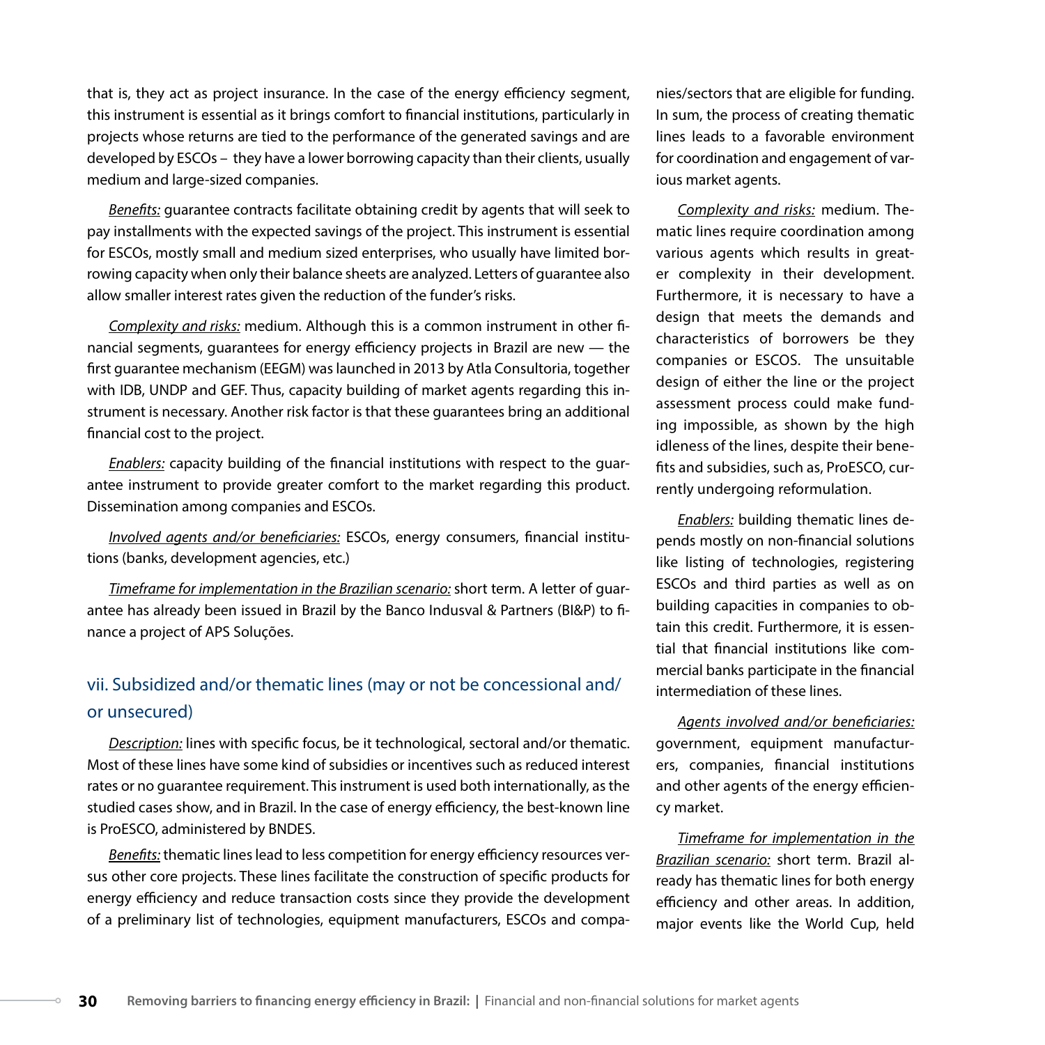that is, they act as project insurance. In the case of the energy efficiency segment, this instrument is essential as it brings comfort to financial institutions, particularly in projects whose returns are tied to the performance of the generated savings and are developed by ESCOs – they have a lower borrowing capacity than their clients, usually medium and large-sized companies.

_Benefits:_ guarantee contracts facilitate obtaining credit by agents that will seek to pay installments with the expected savings of the project. This instrument is essential for ESCOs, mostly small and medium sized enterprises, who usually have limited borrowing capacity when only their balance sheets are analyzed. Letters of guarantee also allow smaller interest rates given the reduction of the funder's risks.

_Complexity and risks:_ medium. Although this is a common instrument in other financial segments, guarantees for energy efficiency projects in Brazil are new — the first guarantee mechanism (EEGM) was launched in 2013 by Atla Consultoria, together with IDB, UNDP and GEF. Thus, capacity building of market agents regarding this instrument is necessary. Another risk factor is that these guarantees bring an additional financial cost to the project.

_Enablers:_ capacity building of the financial institutions with respect to the guarantee instrument to provide greater comfort to the market regarding this product. Dissemination among companies and ESCOs.

_Involved agents and/or beneficiaries:_ ESCOs, energy consumers, financial institutions (banks, development agencies, etc.)

_Timeframe for implementation in the Brazilian scenario:_ short term. A letter of guarantee has already been issued in Brazil by the Banco Indusval & Partners (BI&P) to finance a project of APS Soluções.

### vii. Subsidized and/or thematic lines (may or not be concessional and/or unsecured)

_Description:_ lines with specific focus, be it technological, sectoral and/or thematic. Most of these lines have some kind of subsidies or incentives such as reduced interest rates or no guarantee requirement. This instrument is used both internationally, as the studied cases show, and in Brazil. In the case of energy efficiency, the best-known line is ProESCO, administered by BNDES.

_Benefits:_ thematic lines lead to less competition for energy efficiency resources versus other core projects. These lines facilitate the construction of specific products for energy efficiency and reduce transaction costs since they provide the development of a preliminary list of technologies, equipment manufacturers, ESCOs and companies/sectors that are eligible for funding. In sum, the process of creating thematic lines leads to a favorable environment for coordination and engagement of various market agents.

_Complexity and risks:_ medium. Thematic lines require coordination among various agents which results in greater complexity in their development. Furthermore, it is necessary to have a design that meets the demands and characteristics of borrowers be they companies or ESCOS. The unsuitable design of either the line or the project assessment process could make funding impossible, as shown by the high idleness of the lines, despite their benefits and subsidies, such as, ProESCO, currently undergoing reformulation.

_Enablers:_ building thematic lines depends mostly on non-financial solutions like listing of technologies, registering ESCOs and third parties as well as on building capacities in companies to obtain this credit. Furthermore, it is essential that financial institutions like commercial banks participate in the financial intermediation of these lines.

_Agents involved and/or beneficiaries:_ government, equipment manufacturers, companies, financial institutions and other agents of the energy efficiency market.

_Timeframe for implementation in the Brazilian scenario:_ short term. Brazil already has thematic lines for both energy efficiency and other areas. In addition, major events like the World Cup, held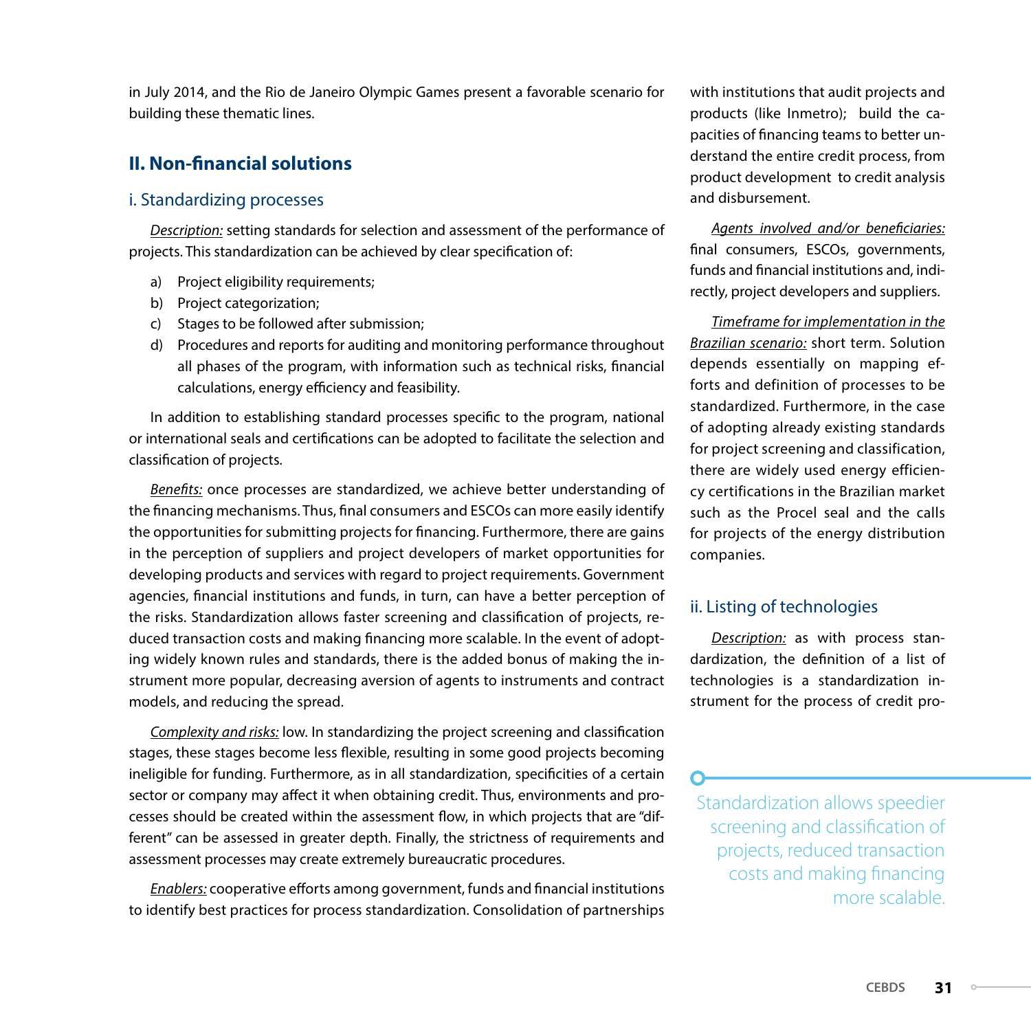in July 2014, and the Rio de Janeiro Olympic Games present a favorable scenario for building these thematic lines.

## II. Non-financial solutions

### i. Standardizing processes

*Description:* setting standards for selection and assessment of the performance of projects. This standardization can be achieved by clear specification of:

a) Project eligibility requirements;
b) Project categorization;
c) Stages to be followed after submission;
d) Procedures and reports for auditing and monitoring performance throughout all phases of the program, with information such as technical risks, financial calculations, energy efficiency and feasibility.

In addition to establishing standard processes specific to the program, national or international seals and certifications can be adopted to facilitate the selection and classification of projects.

*Benefits:* once processes are standardized, we achieve better understanding of the financing mechanisms. Thus, final consumers and ESCOs can more easily identify the opportunities for submitting projects for financing. Furthermore, there are gains in the perception of suppliers and project developers of market opportunities for developing products and services with regard to project requirements. Government agencies, financial institutions and funds, in turn, can have a better perception of the risks. Standardization allows faster screening and classification of projects, reduced transaction costs and making financing more scalable. In the event of adopting widely known rules and standards, there is the added bonus of making the instrument more popular, decreasing aversion of agents to instruments and contract models, and reducing the spread.

*Complexity and risks:* low. In standardizing the project screening and classification stages, these stages become less flexible, resulting in some good projects becoming ineligible for funding. Furthermore, as in all standardization, specificities of a certain sector or company may affect it when obtaining credit. Thus, environments and processes should be created within the assessment flow, in which projects that are "different" can be assessed in greater depth. Finally, the strictness of requirements and assessment processes may create extremely bureaucratic procedures.

*Enablers:* cooperative efforts among government, funds and financial institutions to identify best practices for process standardization. Consolidation of partnerships with institutions that audit projects and products (like Inmetro); build the capacities of financing teams to better understand the entire credit process, from product development to credit analysis and disbursement.

*Agents involved and/or beneficiaries:* final consumers, ESCOs, governments, funds and financial institutions and, indirectly, project developers and suppliers.

*Timeframe for implementation in the Brazilian scenario:* short term. Solution depends essentially on mapping efforts and definition of processes to be standardized. Furthermore, in the case of adopting already existing standards for project screening and classification, there are widely used energy efficiency certifications in the Brazilian market such as the Procel seal and the calls for projects of the energy distribution companies.

### ii. Listing of technologies

*Description:* as with process standardization, the definition of a list of technologies is a standardization instrument for the process of credit pro-

> Standardization allows speedier screening and classification of projects, reduced transaction costs and making financing more scalable.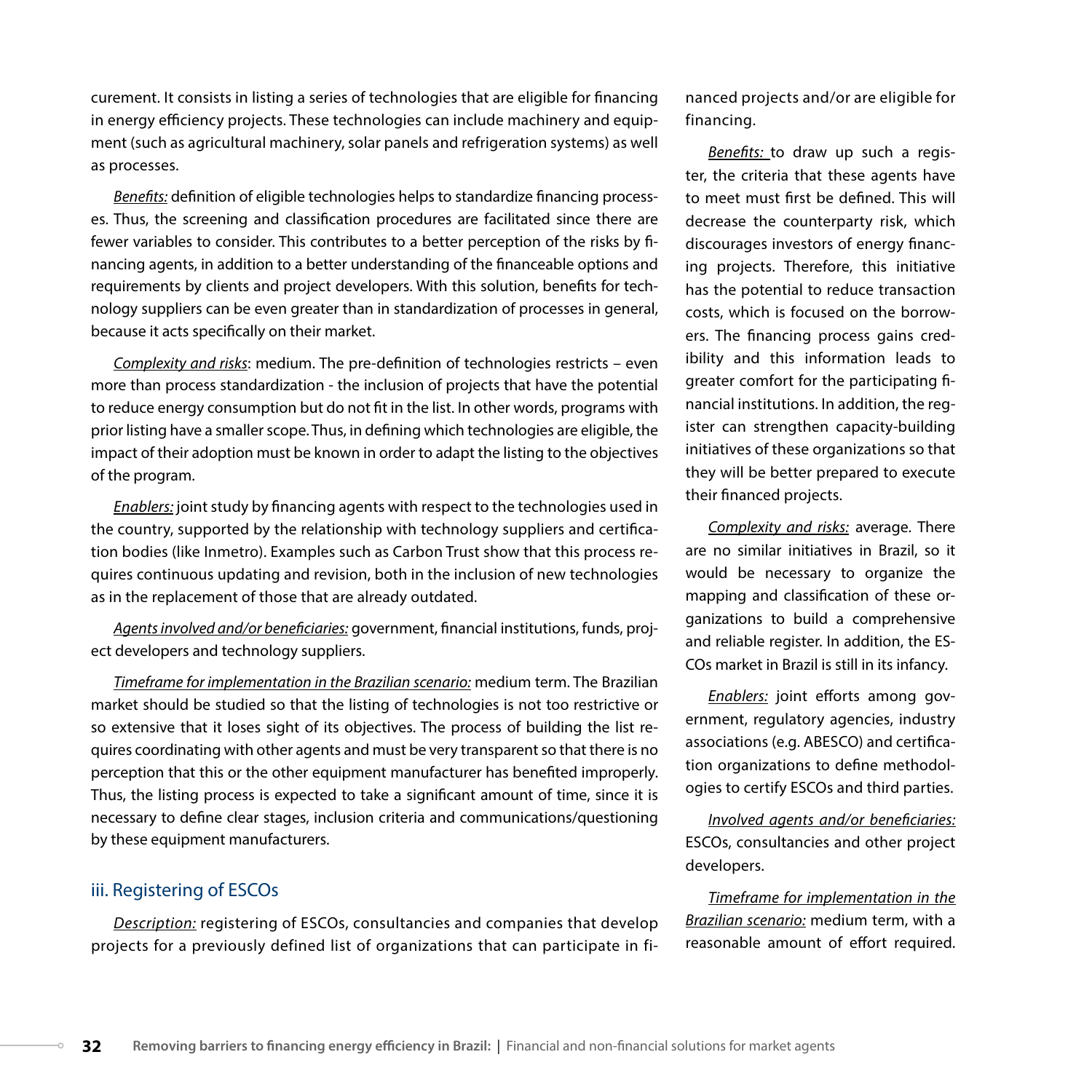curement. It consists in listing a series of technologies that are eligible for financing in energy efficiency projects. These technologies can include machinery and equipment (such as agricultural machinery, solar panels and refrigeration systems) as well as processes.

*Benefits:* definition of eligible technologies helps to standardize financing processes. Thus, the screening and classification procedures are facilitated since there are fewer variables to consider. This contributes to a better perception of the risks by financing agents, in addition to a better understanding of the financeable options and requirements by clients and project developers. With this solution, benefits for technology suppliers can be even greater than in standardization of processes in general, because it acts specifically on their market.

*Complexity and risks*: medium. The pre-definition of technologies restricts – even more than process standardization - the inclusion of projects that have the potential to reduce energy consumption but do not fit in the list. In other words, programs with prior listing have a smaller scope. Thus, in defining which technologies are eligible, the impact of their adoption must be known in order to adapt the listing to the objectives of the program.

*Enablers:* joint study by financing agents with respect to the technologies used in the country, supported by the relationship with technology suppliers and certification bodies (like Inmetro). Examples such as Carbon Trust show that this process requires continuous updating and revision, both in the inclusion of new technologies as in the replacement of those that are already outdated.

*Agents involved and/or beneficiaries:* government, financial institutions, funds, project developers and technology suppliers.

*Timeframe for implementation in the Brazilian scenario:* medium term. The Brazilian market should be studied so that the listing of technologies is not too restrictive or so extensive that it loses sight of its objectives. The process of building the list requires coordinating with other agents and must be very transparent so that there is no perception that this or the other equipment manufacturer has benefited improperly. Thus, the listing process is expected to take a significant amount of time, since it is necessary to define clear stages, inclusion criteria and communications/questioning by these equipment manufacturers.

### iii. Registering of ESCOs

*Description:* registering of ESCOs, consultancies and companies that develop projects for a previously defined list of organizations that can participate in financed projects and/or are eligible for financing.

*Benefits:* to draw up such a register, the criteria that these agents have to meet must first be defined. This will decrease the counterparty risk, which discourages investors of energy financing projects. Therefore, this initiative has the potential to reduce transaction costs, which is focused on the borrowers. The financing process gains credibility and this information leads to greater comfort for the participating financial institutions. In addition, the register can strengthen capacity-building initiatives of these organizations so that they will be better prepared to execute their financed projects.

*Complexity and risks:* average. There are no similar initiatives in Brazil, so it would be necessary to organize the mapping and classification of these organizations to build a comprehensive and reliable register. In addition, the ESCOs market in Brazil is still in its infancy.

*Enablers:* joint efforts among government, regulatory agencies, industry associations (e.g. ABESCO) and certification organizations to define methodologies to certify ESCOs and third parties.

*Involved agents and/or beneficiaries:* ESCOs, consultancies and other project developers.

*Timeframe for implementation in the Brazilian scenario:* medium term, with a reasonable amount of effort required.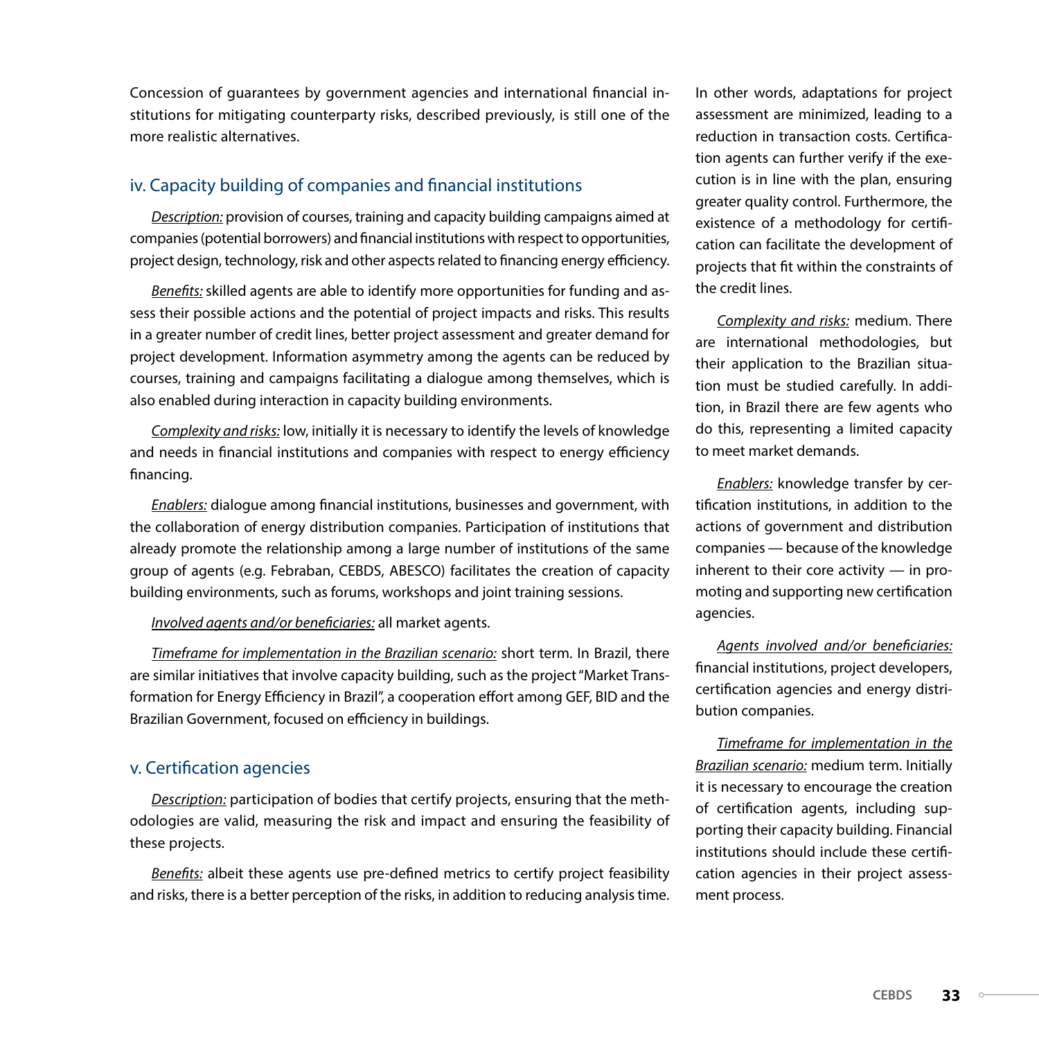Concession of guarantees by government agencies and international financial institutions for mitigating counterparty risks, described previously, is still one of the more realistic alternatives.

### iv. Capacity building of companies and financial institutions

*Description:* provision of courses, training and capacity building campaigns aimed at companies (potential borrowers) and financial institutions with respect to opportunities, project design, technology, risk and other aspects related to financing energy efficiency.

*Benefits:* skilled agents are able to identify more opportunities for funding and assess their possible actions and the potential of project impacts and risks. This results in a greater number of credit lines, better project assessment and greater demand for project development. Information asymmetry among the agents can be reduced by courses, training and campaigns facilitating a dialogue among themselves, which is also enabled during interaction in capacity building environments.

*Complexity and risks:* low, initially it is necessary to identify the levels of knowledge and needs in financial institutions and companies with respect to energy efficiency financing.

*Enablers:* dialogue among financial institutions, businesses and government, with the collaboration of energy distribution companies. Participation of institutions that already promote the relationship among a large number of institutions of the same group of agents (e.g. Febraban, CEBDS, ABESCO) facilitates the creation of capacity building environments, such as forums, workshops and joint training sessions.

*Involved agents and/or beneficiaries:* all market agents.

*Timeframe for implementation in the Brazilian scenario:* short term. In Brazil, there are similar initiatives that involve capacity building, such as the project "Market Transformation for Energy Efficiency in Brazil", a cooperation effort among GEF, BID and the Brazilian Government, focused on efficiency in buildings.

### v. Certification agencies

*Description:* participation of bodies that certify projects, ensuring that the methodologies are valid, measuring the risk and impact and ensuring the feasibility of these projects.

*Benefits:* albeit these agents use pre-defined metrics to certify project feasibility and risks, there is a better perception of the risks, in addition to reducing analysis time. In other words, adaptations for project assessment are minimized, leading to a reduction in transaction costs. Certification agents can further verify if the execution is in line with the plan, ensuring greater quality control. Furthermore, the existence of a methodology for certification can facilitate the development of projects that fit within the constraints of the credit lines.

*Complexity and risks:* medium. There are international methodologies, but their application to the Brazilian situation must be studied carefully. In addition, in Brazil there are few agents who do this, representing a limited capacity to meet market demands.

*Enablers:* knowledge transfer by certification institutions, in addition to the actions of government and distribution companies — because of the knowledge inherent to their core activity — in promoting and supporting new certification agencies.

*Agents involved and/or beneficiaries:* financial institutions, project developers, certification agencies and energy distribution companies.

*Timeframe for implementation in the Brazilian scenario:* medium term. Initially it is necessary to encourage the creation of certification agents, including supporting their capacity building. Financial institutions should include these certification agencies in their project assessment process.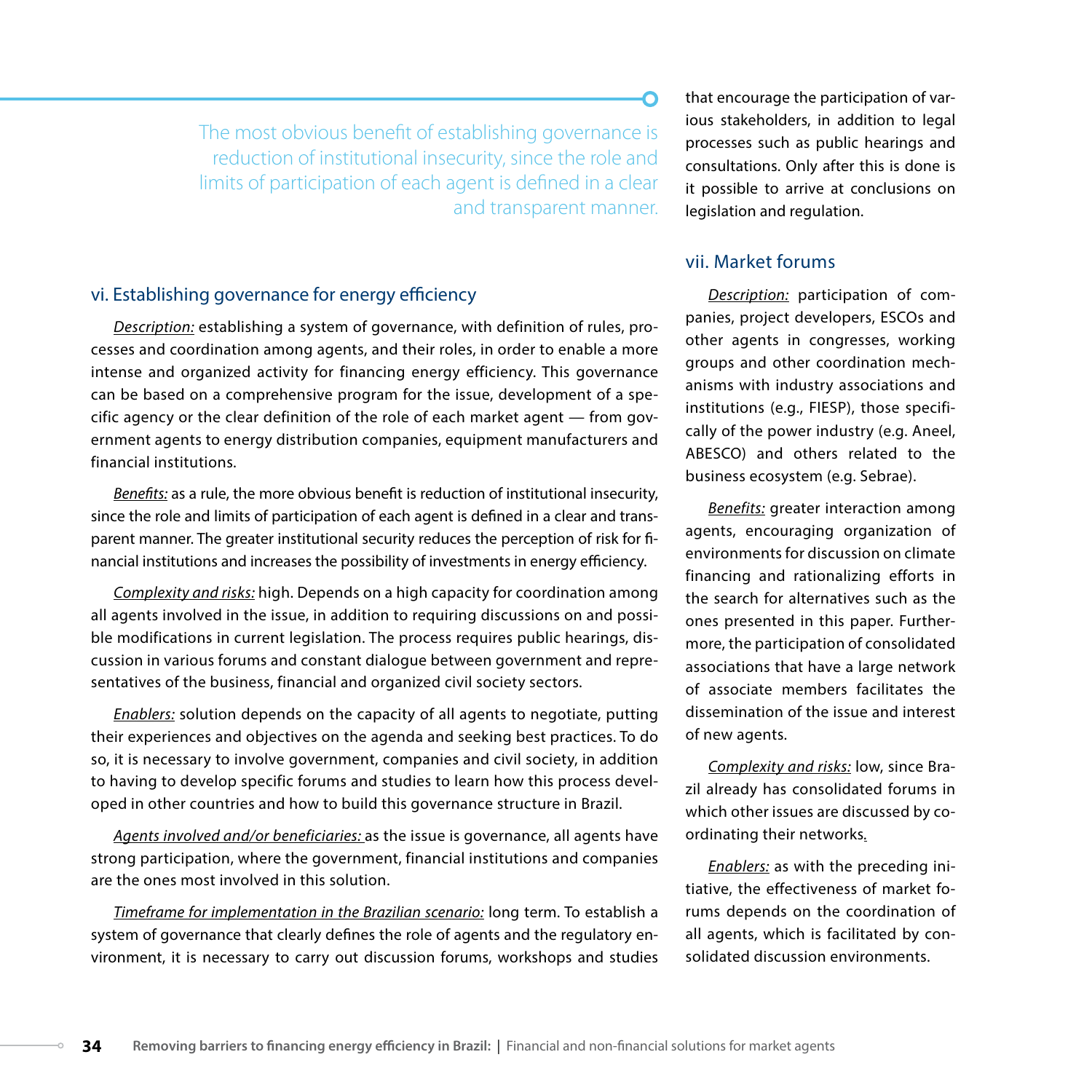> The most obvious benefit of establishing governance is reduction of institutional insecurity, since the role and limits of participation of each agent is defined in a clear and transparent manner.

### vi. Establishing governance for energy efficiency

*Description:* establishing a system of governance, with definition of rules, processes and coordination among agents, and their roles, in order to enable a more intense and organized activity for financing energy efficiency. This governance can be based on a comprehensive program for the issue, development of a specific agency or the clear definition of the role of each market agent — from government agents to energy distribution companies, equipment manufacturers and financial institutions.

*Benefits:* as a rule, the more obvious benefit is reduction of institutional insecurity, since the role and limits of participation of each agent is defined in a clear and transparent manner. The greater institutional security reduces the perception of risk for financial institutions and increases the possibility of investments in energy efficiency.

*Complexity and risks:* high. Depends on a high capacity for coordination among all agents involved in the issue, in addition to requiring discussions on and possible modifications in current legislation. The process requires public hearings, discussion in various forums and constant dialogue between government and representatives of the business, financial and organized civil society sectors.

*Enablers:* solution depends on the capacity of all agents to negotiate, putting their experiences and objectives on the agenda and seeking best practices. To do so, it is necessary to involve government, companies and civil society, in addition to having to develop specific forums and studies to learn how this process developed in other countries and how to build this governance structure in Brazil.

*Agents involved and/or beneficiaries:* as the issue is governance, all agents have strong participation, where the government, financial institutions and companies are the ones most involved in this solution.

*Timeframe for implementation in the Brazilian scenario:* long term. To establish a system of governance that clearly defines the role of agents and the regulatory environment, it is necessary to carry out discussion forums, workshops and studies that encourage the participation of various stakeholders, in addition to legal processes such as public hearings and consultations. Only after this is done is it possible to arrive at conclusions on legislation and regulation.

### vii. Market forums

*Description:* participation of companies, project developers, ESCOs and other agents in congresses, working groups and other coordination mechanisms with industry associations and institutions (e.g., FIESP), those specifically of the power industry (e.g. Aneel, ABESCO) and others related to the business ecosystem (e.g. Sebrae).

*Benefits:* greater interaction among agents, encouraging organization of environments for discussion on climate financing and rationalizing efforts in the search for alternatives such as the ones presented in this paper. Furthermore, the participation of consolidated associations that have a large network of associate members facilitates the dissemination of the issue and interest of new agents.

*Complexity and risks:* low, since Brazil already has consolidated forums in which other issues are discussed by coordinating their networks.

*Enablers:* as with the preceding initiative, the effectiveness of market forums depends on the coordination of all agents, which is facilitated by consolidated discussion environments.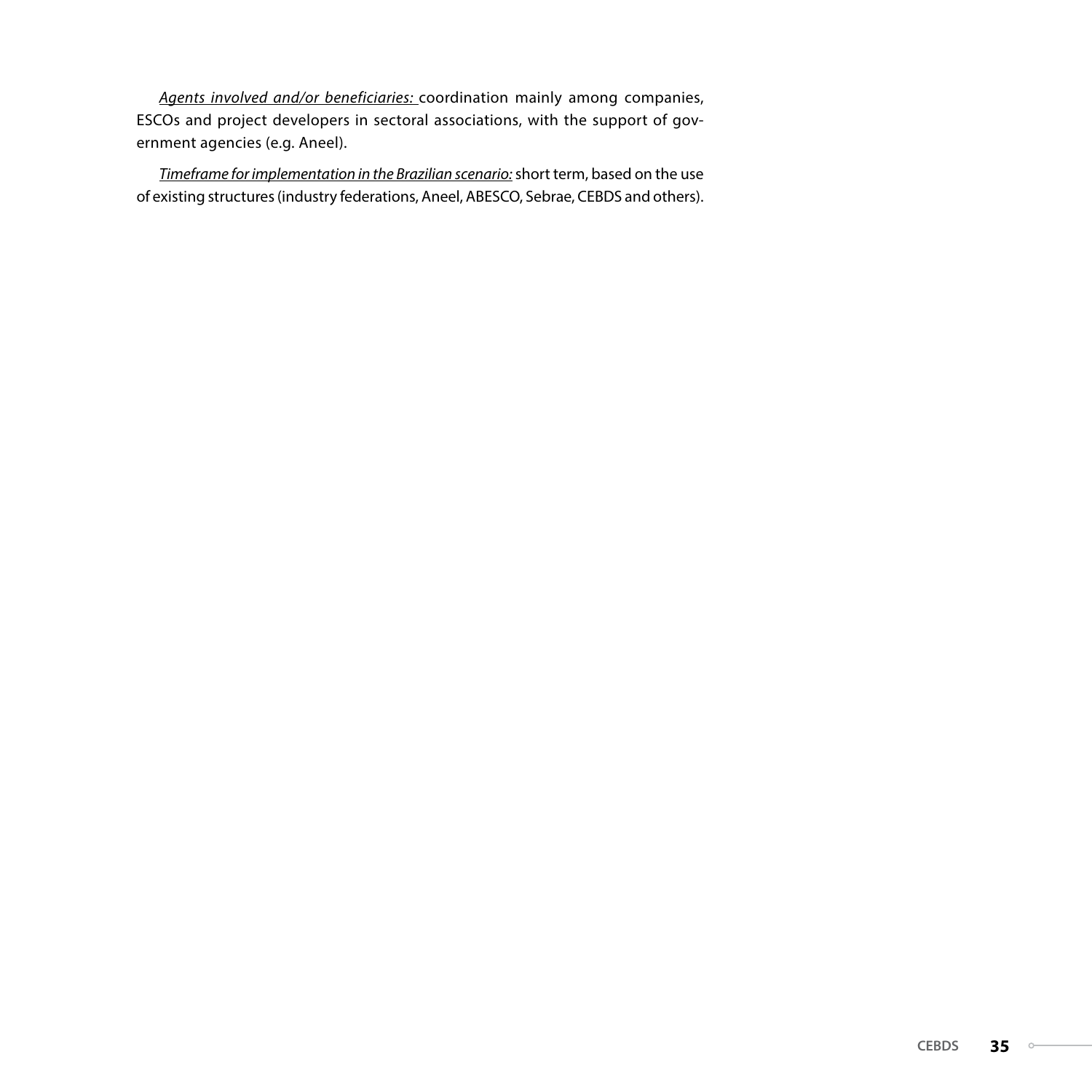*Agents involved and/or beneficiaries:* coordination mainly among companies, ESCOs and project developers in sectoral associations, with the support of government agencies (e.g. Aneel).

*Timeframe for implementation in the Brazilian scenario:* short term, based on the use of existing structures (industry federations, Aneel, ABESCO, Sebrae, CEBDS and others).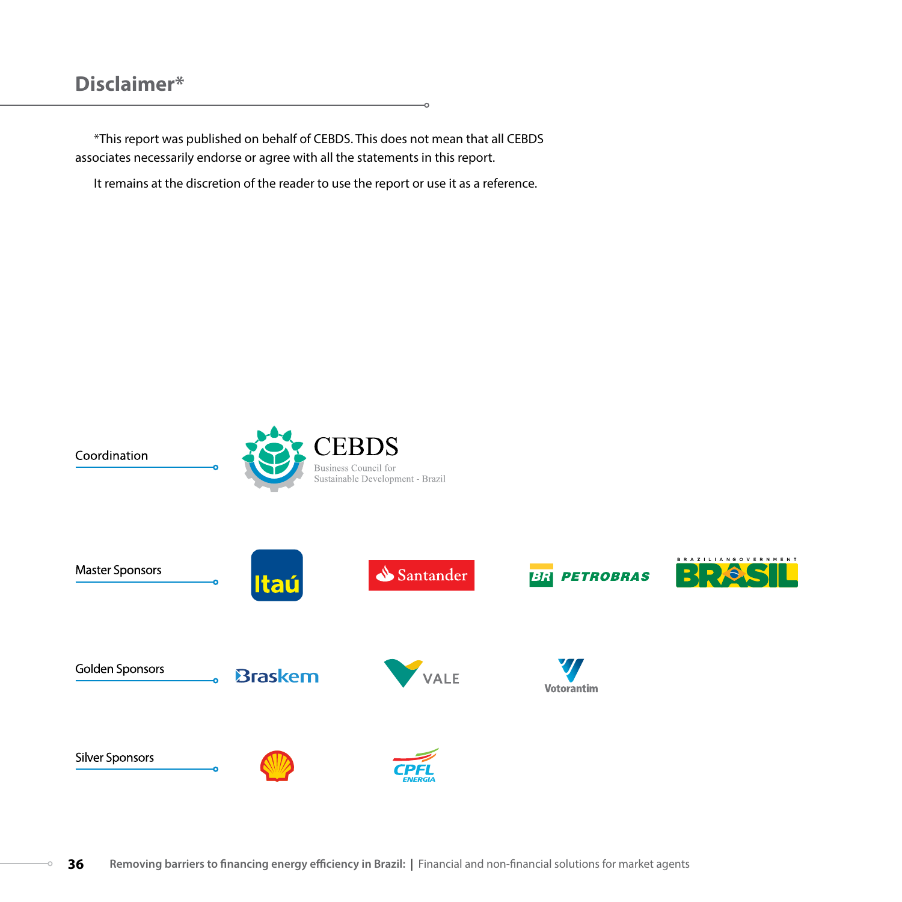## Disclaimer*

*This report was published on behalf of CEBDS. This does not mean that all CEBDS associates necessarily endorse or agree with all the statements in this report.

It remains at the discretion of the reader to use the report or use it as a reference.

Coordination

CEBDS
Business Council for
Sustainable Development - Brazil

Master Sponsors

Itaú

Santander

BR PETROBRAS

BRAZILIAN GOVERNMENT
BRASIL

Golden Sponsors

Braskem

VALE

Votorantim

Silver Sponsors

CPFL ENERGIA